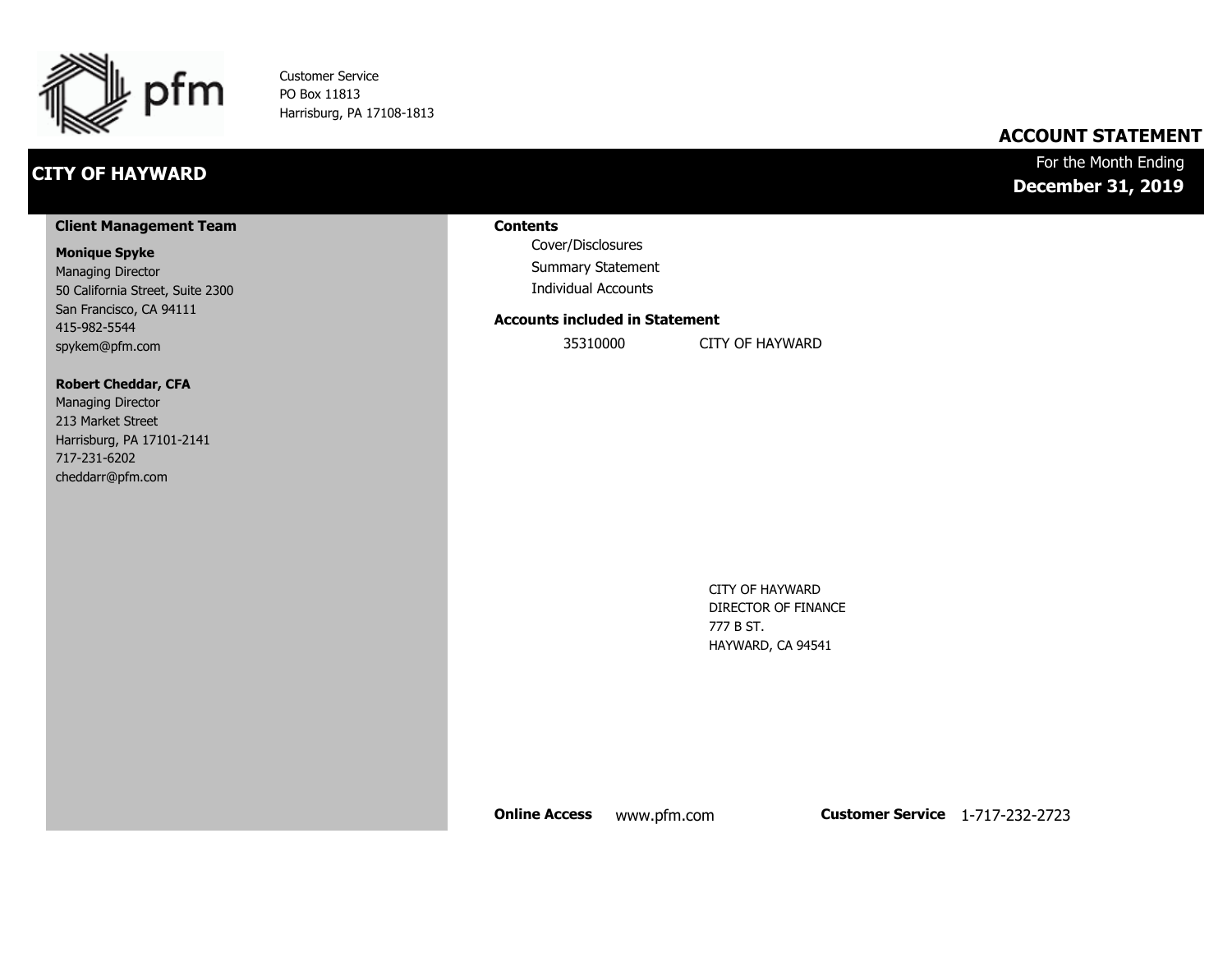pfm

Customer Service
PO Box 11813
Harrisburg, PA 17108-1813

## ACCOUNT STATEMENT

# CITY OF HAYWARD

For the Month Ending
**December 31, 2019**

### Client Management Team

**Monique Spyke**
Managing Director
50 California Street, Suite 2300
San Francisco, CA 94111
415-982-5544
spykem@pfm.com

**Robert Cheddar, CFA**
Managing Director
213 Market Street
Harrisburg, PA 17101-2141
717-231-6202
cheddarr@pfm.com

### Contents

- Cover/Disclosures
- Summary Statement
- Individual Accounts

### Accounts included in Statement

| 35310000 | CITY OF HAYWARD |
|---|---|

CITY OF HAYWARD
DIRECTOR OF FINANCE
777 B ST.
HAYWARD, CA 94541

**Online Access** www.pfm.com **Customer Service** 1-717-232-2723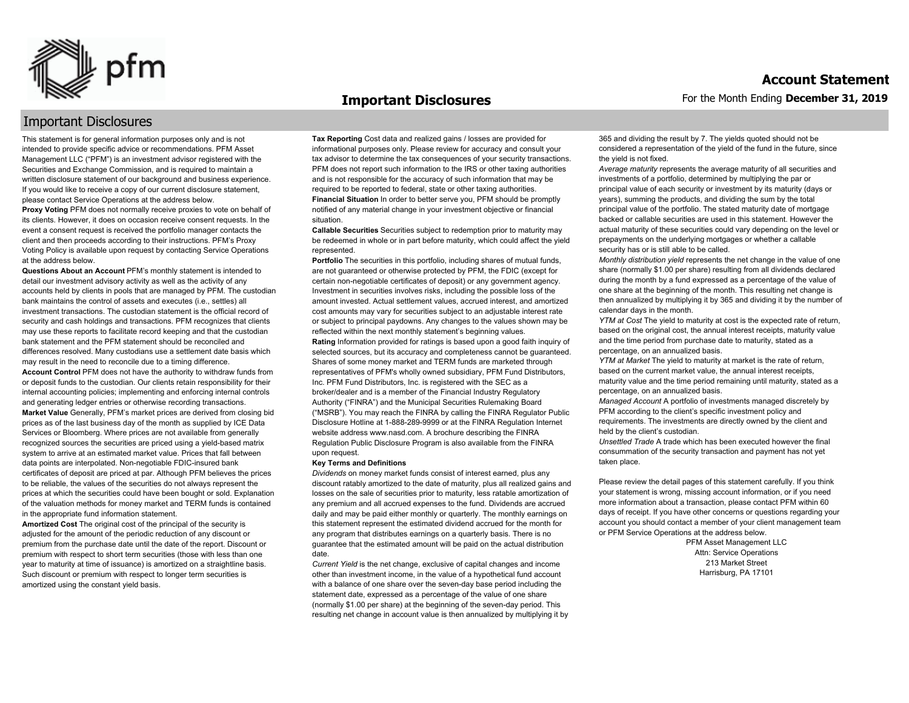# Important Disclosures

This statement is for general information purposes only and is not intended to provide specific advice or recommendations. PFM Asset Management LLC ("PFM") is an investment advisor registered with the Securities and Exchange Commission, and is required to maintain a written disclosure statement of our background and business experience. If you would like to receive a copy of our current disclosure statement, please contact Service Operations at the address below.

**Proxy Voting** PFM does not normally receive proxies to vote on behalf of its clients. However, it does on occasion receive consent requests. In the event a consent request is received the portfolio manager contacts the client and then proceeds according to their instructions. PFM's Proxy Voting Policy is available upon request by contacting Service Operations at the address below.

**Questions About an Account** PFM's monthly statement is intended to detail our investment advisory activity as well as the activity of any accounts held by clients in pools that are managed by PFM. The custodian bank maintains the control of assets and executes (i.e., settles) all investment transactions. The custodian statement is the official record of security and cash holdings and transactions. PFM recognizes that clients may use these reports to facilitate record keeping and that the custodian bank statement and the PFM statement should be reconciled and differences resolved. Many custodians use a settlement date basis which may result in the need to reconcile due to a timing difference.

**Account Control** PFM does not have the authority to withdraw funds from or deposit funds to the custodian. Our clients retain responsibility for their internal accounting policies; implementing and enforcing internal controls and generating ledger entries or otherwise recording transactions.

**Market Value** Generally, PFM's market prices are derived from closing bid prices as of the last business day of the month as supplied by ICE Data Services or Bloomberg. Where prices are not available from generally recognized sources the securities are priced using a yield-based matrix system to arrive at an estimated market value. Prices that fall between data points are interpolated. Non-negotiable FDIC-insured bank certificates of deposit are priced at par. Although PFM believes the prices to be reliable, the values of the securities do not always represent the prices at which the securities could have been bought or sold. Explanation of the valuation methods for money market and TERM funds is contained in the appropriate fund information statement.

**Amortized Cost** The original cost of the principal of the security is adjusted for the amount of the periodic reduction of any discount or premium from the purchase date until the date of the report. Discount or premium with respect to short term securities (those with less than one year to maturity at time of issuance) is amortized on a straightline basis. Such discount or premium with respect to longer term securities is amortized using the constant yield basis.

**Tax Reporting** Cost data and realized gains / losses are provided for informational purposes only. Please review for accuracy and consult your tax advisor to determine the tax consequences of your security transactions. PFM does not report such information to the IRS or other taxing authorities and is not responsible for the accuracy of such information that may be required to be reported to federal, state or other taxing authorities.

**Financial Situation** In order to better serve you, PFM should be promptly notified of any material change in your investment objective or financial situation.

**Callable Securities** Securities subject to redemption prior to maturity may be redeemed in whole or in part before maturity, which could affect the yield represented.

**Portfolio** The securities in this portfolio, including shares of mutual funds, are not guaranteed or otherwise protected by PFM, the FDIC (except for certain non-negotiable certificates of deposit) or any government agency. Investment in securities involves risks, including the possible loss of the amount invested. Actual settlement values, accrued interest, and amortized cost amounts may vary for securities subject to an adjustable interest rate or subject to principal paydowns. Any changes to the values shown may be reflected within the next monthly statement's beginning values.

**Rating** Information provided for ratings is based upon a good faith inquiry of selected sources, but its accuracy and completeness cannot be guaranteed. Shares of some money market and TERM funds are marketed through representatives of PFM's wholly owned subsidiary, PFM Fund Distributors, Inc. PFM Fund Distributors, Inc. is registered with the SEC as a broker/dealer and is a member of the Financial Industry Regulatory Authority ("FINRA") and the Municipal Securities Rulemaking Board ("MSRB"). You may reach the FINRA by calling the FINRA Regulator Public Disclosure Hotline at 1-888-289-9999 or at the FINRA Regulation Internet website address www.nasd.com. A brochure describing the FINRA Regulation Public Disclosure Program is also available from the FINRA upon request.

**Key Terms and Definitions**

*Dividends* on money market funds consist of interest earned, plus any discount ratably amortized to the date of maturity, plus all realized gains and losses on the sale of securities prior to maturity, less ratable amortization of any premium and all accrued expenses to the fund. Dividends are accrued daily and may be paid either monthly or quarterly. The monthly earnings on this statement represent the estimated dividend accrued for the month for any program that distributes earnings on a quarterly basis. There is no guarantee that the estimated amount will be paid on the actual distribution date.

*Current Yield* is the net change, exclusive of capital changes and income other than investment income, in the value of a hypothetical fund account with a balance of one share over the seven-day base period including the statement date, expressed as a percentage of the value of one share (normally $1.00 per share) at the beginning of the seven-day period. This resulting net change in account value is then annualized by multiplying it by 365 and dividing the result by 7. The yields quoted should not be considered a representation of the yield of the fund in the future, since the yield is not fixed.

*Average maturity* represents the average maturity of all securities and investments of a portfolio, determined by multiplying the par or principal value of each security or investment by its maturity (days or years), summing the products, and dividing the sum by the total principal value of the portfolio. The stated maturity date of mortgage backed or callable securities are used in this statement. However the actual maturity of these securities could vary depending on the level or prepayments on the underlying mortgages or whether a callable security has or is still able to be called.

*Monthly distribution yield* represents the net change in the value of one share (normally $1.00 per share) resulting from all dividends declared during the month by a fund expressed as a percentage of the value of one share at the beginning of the month. This resulting net change is then annualized by multiplying it by 365 and dividing it by the number of calendar days in the month.

*YTM at Cost* The yield to maturity at cost is the expected rate of return, based on the original cost, the annual interest receipts, maturity value and the time period from purchase date to maturity, stated as a percentage, on an annualized basis.

*YTM at Market* The yield to maturity at market is the rate of return, based on the current market value, the annual interest receipts, maturity value and the time period remaining until maturity, stated as a percentage, on an annualized basis.

*Managed Account* A portfolio of investments managed discretely by PFM according to the client's specific investment policy and requirements. The investments are directly owned by the client and held by the client's custodian.

*Unsettled Trade* A trade which has been executed however the final consummation of the security transaction and payment has not yet taken place.

Please review the detail pages of this statement carefully. If you think your statement is wrong, missing account information, or if you need more information about a transaction, please contact PFM within 60 days of receipt. If you have other concerns or questions regarding your account you should contact a member of your client management team or PFM Service Operations at the address below.

PFM Asset Management LLC
Attn: Service Operations
213 Market Street
Harrisburg, PA 17101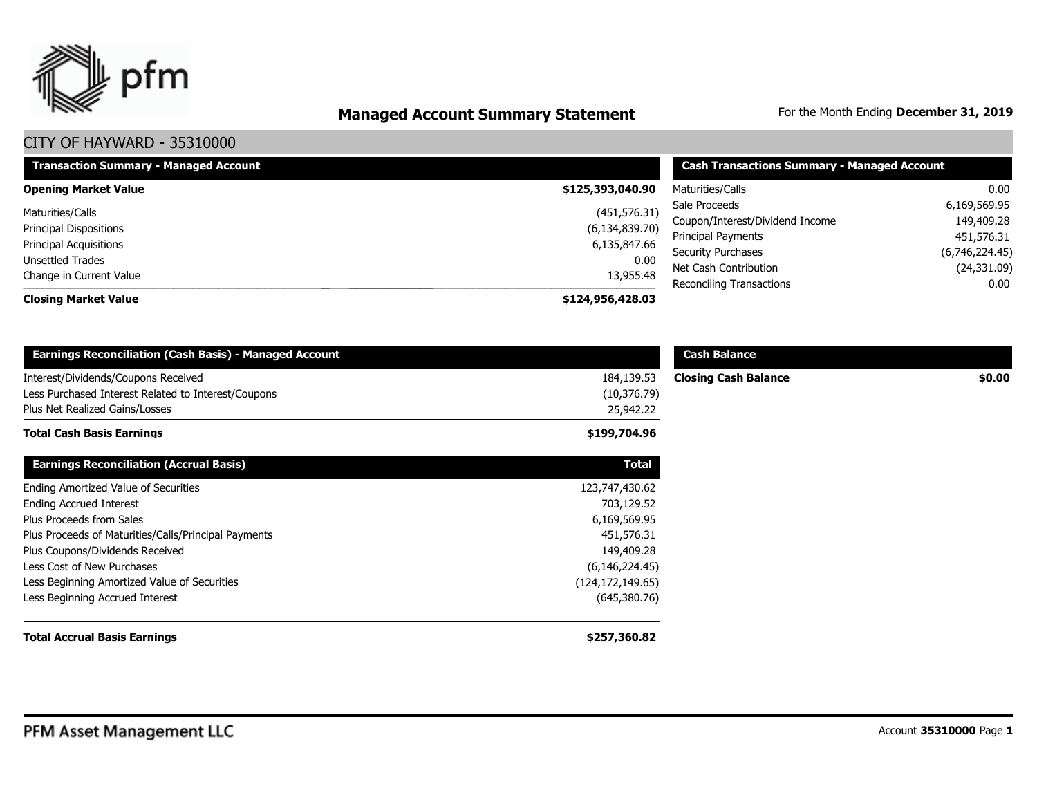# Managed Account Summary Statement

For the Month Ending **December 31, 2019**

## CITY OF HAYWARD - 35310000

| Transaction Summary - Managed Account | |
|---|---|
| **Opening Market Value** | **$125,393,040.90** |
| Maturities/Calls | (451,576.31) |
| Principal Dispositions | (6,134,839.70) |
| Principal Acquisitions | 6,135,847.66 |
| Unsettled Trades | 0.00 |
| Change in Current Value | 13,955.48 |
| **Closing Market Value** | **$124,956,428.03** |

| Cash Transactions Summary - Managed Account | |
|---|---|
| Maturities/Calls | 0.00 |
| Sale Proceeds | 6,169,569.95 |
| Coupon/Interest/Dividend Income | 149,409.28 |
| Principal Payments | 451,576.31 |
| Security Purchases | (6,746,224.45) |
| Net Cash Contribution | (24,331.09) |
| Reconciling Transactions | 0.00 |

| Earnings Reconciliation (Cash Basis) - Managed Account | |
|---|---|
| Interest/Dividends/Coupons Received | 184,139.53 |
| Less Purchased Interest Related to Interest/Coupons | (10,376.79) |
| Plus Net Realized Gains/Losses | 25,942.22 |
| **Total Cash Basis Earnings** | **$199,704.96** |

| Cash Balance | |
|---|---|
| **Closing Cash Balance** | **$0.00** |

| Earnings Reconciliation (Accrual Basis) | Total |
|---|---|
| Ending Amortized Value of Securities | 123,747,430.62 |
| Ending Accrued Interest | 703,129.52 |
| Plus Proceeds from Sales | 6,169,569.95 |
| Plus Proceeds of Maturities/Calls/Principal Payments | 451,576.31 |
| Plus Coupons/Dividends Received | 149,409.28 |
| Less Cost of New Purchases | (6,146,224.45) |
| Less Beginning Amortized Value of Securities | (124,172,149.65) |
| Less Beginning Accrued Interest | (645,380.76) |
| **Total Accrual Basis Earnings** | **$257,360.82** |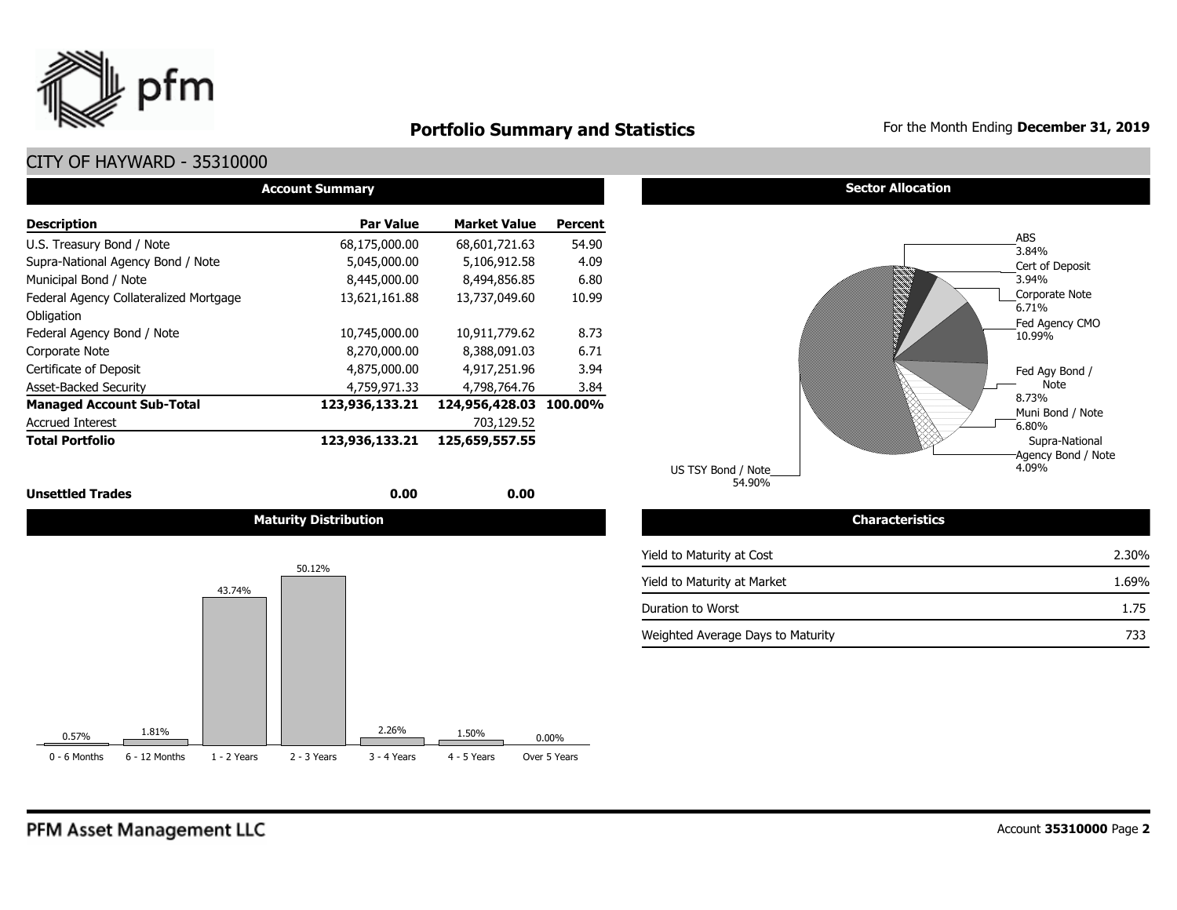# Portfolio Summary and Statistics

For the Month Ending **December 31, 2019**

## CITY OF HAYWARD - 35310000

### Account Summary

| Description | Par Value | Market Value | Percent |
|---|---|---|---|
| U.S. Treasury Bond / Note | 68,175,000.00 | 68,601,721.63 | 54.90 |
| Supra-National Agency Bond / Note | 5,045,000.00 | 5,106,912.58 | 4.09 |
| Municipal Bond / Note | 8,445,000.00 | 8,494,856.85 | 6.80 |
| Federal Agency Collateralized Mortgage Obligation | 13,621,161.88 | 13,737,049.60 | 10.99 |
| Federal Agency Bond / Note | 10,745,000.00 | 10,911,779.62 | 8.73 |
| Corporate Note | 8,270,000.00 | 8,388,091.03 | 6.71 |
| Certificate of Deposit | 4,875,000.00 | 4,917,251.96 | 3.94 |
| Asset-Backed Security | 4,759,971.33 | 4,798,764.76 | 3.84 |
| **Managed Account Sub-Total** | **123,936,133.21** | **124,956,428.03** | **100.00%** |
| Accrued Interest | | 703,129.52 | |
| **Total Portfolio** | **123,936,133.21** | **125,659,557.55** | |
| **Unsettled Trades** | **0.00** | **0.00** | |

### Sector Allocation

| Sector | Percent |
|---|---|
| ABS | 3.84% |
| Cert of Deposit | 3.94% |
| Corporate Note | 6.71% |
| Fed Agency CMO | 10.99% |
| Fed Agy Bond / Note | 8.73% |
| Muni Bond / Note | 6.80% |
| Supra-National Agency Bond / Note | 4.09% |
| US TSY Bond / Note | 54.90% |

### Maturity Distribution

| 0 - 6 Months | 6 - 12 Months | 1 - 2 Years | 2 - 3 Years | 3 - 4 Years | 4 - 5 Years | Over 5 Years |
|---|---|---|---|---|---|---|
| 0.57% | 1.81% | 43.74% | 50.12% | 2.26% | 1.50% | 0.00% |

### Characteristics

| | |
|---|---|
| Yield to Maturity at Cost | 2.30% |
| Yield to Maturity at Market | 1.69% |
| Duration to Worst | 1.75 |
| Weighted Average Days to Maturity | 733 |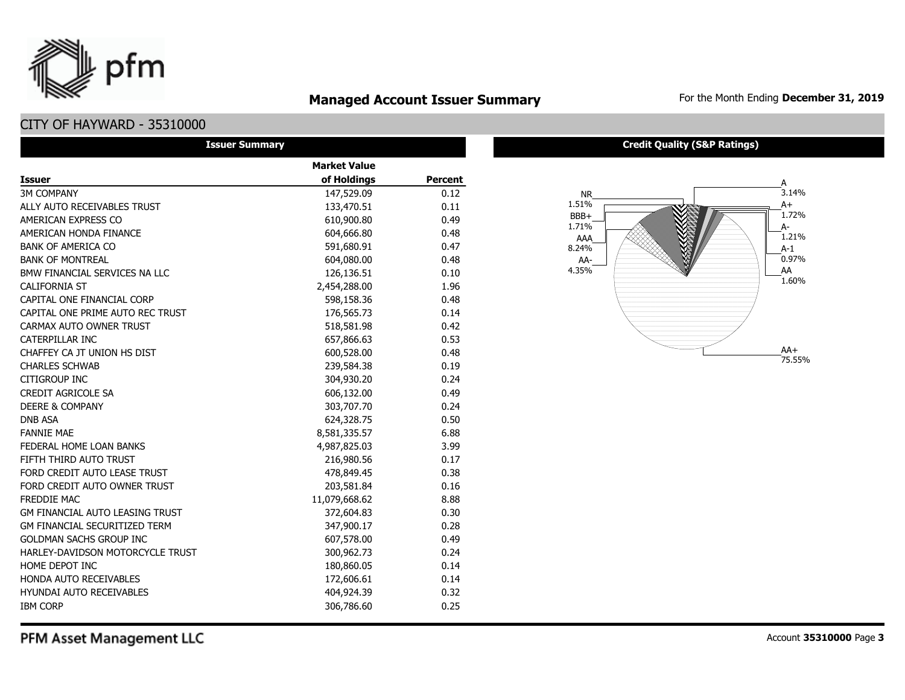# Managed Account Issuer Summary

For the Month Ending **December 31, 2019**

## CITY OF HAYWARD - 35310000

### Issuer Summary

| Issuer | Market Value of Holdings | Percent |
|---|---|---|
| 3M COMPANY | 147,529.09 | 0.12 |
| ALLY AUTO RECEIVABLES TRUST | 133,470.51 | 0.11 |
| AMERICAN EXPRESS CO | 610,900.80 | 0.49 |
| AMERICAN HONDA FINANCE | 604,666.80 | 0.48 |
| BANK OF AMERICA CO | 591,680.91 | 0.47 |
| BANK OF MONTREAL | 604,080.00 | 0.48 |
| BMW FINANCIAL SERVICES NA LLC | 126,136.51 | 0.10 |
| CALIFORNIA ST | 2,454,288.00 | 1.96 |
| CAPITAL ONE FINANCIAL CORP | 598,158.36 | 0.48 |
| CAPITAL ONE PRIME AUTO REC TRUST | 176,565.73 | 0.14 |
| CARMAX AUTO OWNER TRUST | 518,581.98 | 0.42 |
| CATERPILLAR INC | 657,866.63 | 0.53 |
| CHAFFEY CA JT UNION HS DIST | 600,528.00 | 0.48 |
| CHARLES SCHWAB | 239,584.38 | 0.19 |
| CITIGROUP INC | 304,930.20 | 0.24 |
| CREDIT AGRICOLE SA | 606,132.00 | 0.49 |
| DEERE & COMPANY | 303,707.70 | 0.24 |
| DNB ASA | 624,328.75 | 0.50 |
| FANNIE MAE | 8,581,335.57 | 6.88 |
| FEDERAL HOME LOAN BANKS | 4,987,825.03 | 3.99 |
| FIFTH THIRD AUTO TRUST | 216,980.56 | 0.17 |
| FORD CREDIT AUTO LEASE TRUST | 478,849.45 | 0.38 |
| FORD CREDIT AUTO OWNER TRUST | 203,581.84 | 0.16 |
| FREDDIE MAC | 11,079,668.62 | 8.88 |
| GM FINANCIAL AUTO LEASING TRUST | 372,604.83 | 0.30 |
| GM FINANCIAL SECURITIZED TERM | 347,900.17 | 0.28 |
| GOLDMAN SACHS GROUP INC | 607,578.00 | 0.49 |
| HARLEY-DAVIDSON MOTORCYCLE TRUST | 300,962.73 | 0.24 |
| HOME DEPOT INC | 180,860.05 | 0.14 |
| HONDA AUTO RECEIVABLES | 172,606.61 | 0.14 |
| HYUNDAI AUTO RECEIVABLES | 404,924.39 | 0.32 |
| IBM CORP | 306,786.60 | 0.25 |

### Credit Quality (S&P Ratings)

| Rating | Percent |
|---|---|
| NR | 1.51% |
| BBB+ | 1.71% |
| AAA | 8.24% |
| AA- | 4.35% |
| A | 3.14% |
| A+ | 1.72% |
| A- | 1.21% |
| A-1 | 0.97% |
| AA | 1.60% |
| AA+ | 75.55% |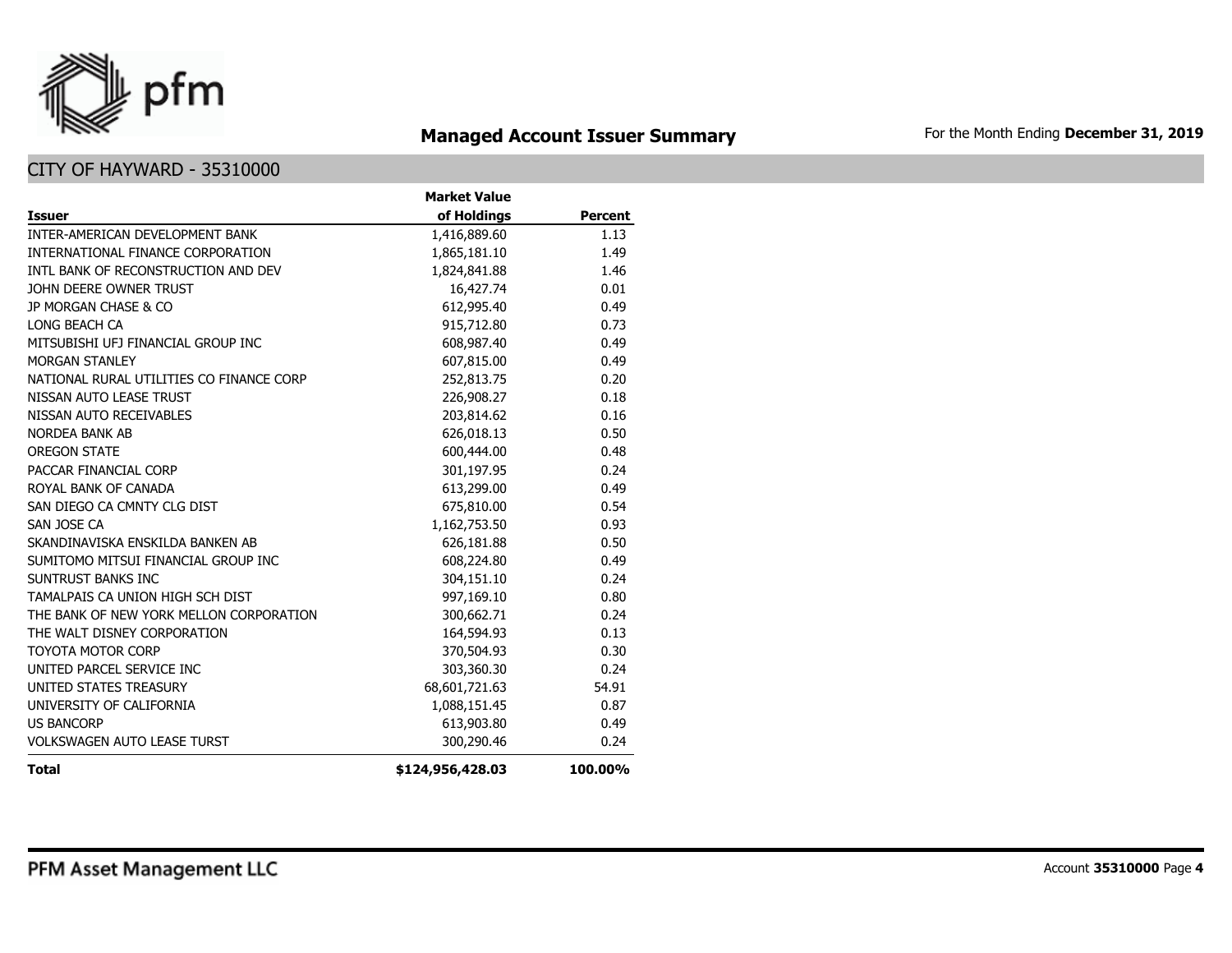# Managed Account Issuer Summary

For the Month Ending **December 31, 2019**

## CITY OF HAYWARD - 35310000

| Issuer | Market Value of Holdings | Percent |
|---|---:|---:|
| INTER-AMERICAN DEVELOPMENT BANK | 1,416,889.60 | 1.13 |
| INTERNATIONAL FINANCE CORPORATION | 1,865,181.10 | 1.49 |
| INTL BANK OF RECONSTRUCTION AND DEV | 1,824,841.88 | 1.46 |
| JOHN DEERE OWNER TRUST | 16,427.74 | 0.01 |
| JP MORGAN CHASE & CO | 612,995.40 | 0.49 |
| LONG BEACH CA | 915,712.80 | 0.73 |
| MITSUBISHI UFJ FINANCIAL GROUP INC | 608,987.40 | 0.49 |
| MORGAN STANLEY | 607,815.00 | 0.49 |
| NATIONAL RURAL UTILITIES CO FINANCE CORP | 252,813.75 | 0.20 |
| NISSAN AUTO LEASE TRUST | 226,908.27 | 0.18 |
| NISSAN AUTO RECEIVABLES | 203,814.62 | 0.16 |
| NORDEA BANK AB | 626,018.13 | 0.50 |
| OREGON STATE | 600,444.00 | 0.48 |
| PACCAR FINANCIAL CORP | 301,197.95 | 0.24 |
| ROYAL BANK OF CANADA | 613,299.00 | 0.49 |
| SAN DIEGO CA CMNTY CLG DIST | 675,810.00 | 0.54 |
| SAN JOSE CA | 1,162,753.50 | 0.93 |
| SKANDINAVISKA ENSKILDA BANKEN AB | 626,181.88 | 0.50 |
| SUMITOMO MITSUI FINANCIAL GROUP INC | 608,224.80 | 0.49 |
| SUNTRUST BANKS INC | 304,151.10 | 0.24 |
| TAMALPAIS CA UNION HIGH SCH DIST | 997,169.10 | 0.80 |
| THE BANK OF NEW YORK MELLON CORPORATION | 300,662.71 | 0.24 |
| THE WALT DISNEY CORPORATION | 164,594.93 | 0.13 |
| TOYOTA MOTOR CORP | 370,504.93 | 0.30 |
| UNITED PARCEL SERVICE INC | 303,360.30 | 0.24 |
| UNITED STATES TREASURY | 68,601,721.63 | 54.91 |
| UNIVERSITY OF CALIFORNIA | 1,088,151.45 | 0.87 |
| US BANCORP | 613,903.80 | 0.49 |
| VOLKSWAGEN AUTO LEASE TURST | 300,290.46 | 0.24 |
| **Total** | **$124,956,428.03** | **100.00%** |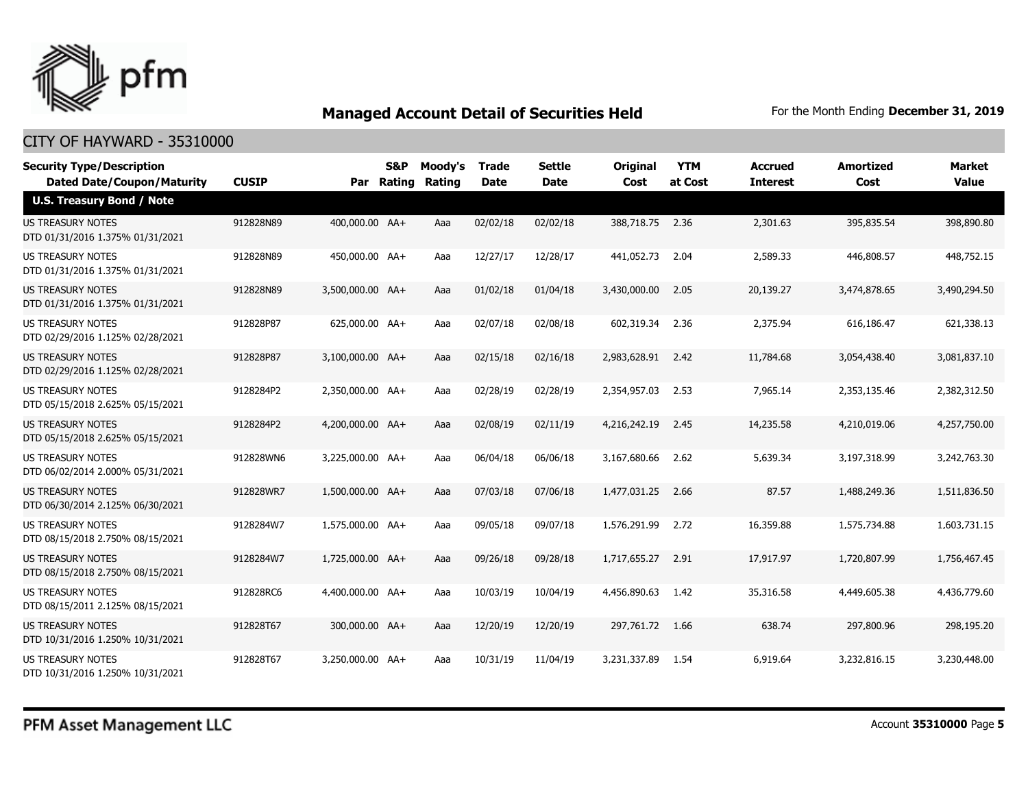# Managed Account Detail of Securities Held

For the Month Ending **December 31, 2019**

## CITY OF HAYWARD - 35310000

| Security Type/Description Dated Date/Coupon/Maturity | CUSIP | Par | S&P Rating | Moody's Rating | Trade Date | Settle Date | Original Cost | YTM at Cost | Accrued Interest | Amortized Cost | Market Value |
|---|---|---|---|---|---|---|---|---|---|---|---|
| **U.S. Treasury Bond / Note** | | | | | | | | | | | |
| US TREASURY NOTES DTD 01/31/2016 1.375% 01/31/2021 | 912828N89 | 400,000.00 | AA+ | Aaa | 02/02/18 | 02/02/18 | 388,718.75 | 2.36 | 2,301.63 | 395,835.54 | 398,890.80 |
| US TREASURY NOTES DTD 01/31/2016 1.375% 01/31/2021 | 912828N89 | 450,000.00 | AA+ | Aaa | 12/27/17 | 12/28/17 | 441,052.73 | 2.04 | 2,589.33 | 446,808.57 | 448,752.15 |
| US TREASURY NOTES DTD 01/31/2016 1.375% 01/31/2021 | 912828N89 | 3,500,000.00 | AA+ | Aaa | 01/02/18 | 01/04/18 | 3,430,000.00 | 2.05 | 20,139.27 | 3,474,878.65 | 3,490,294.50 |
| US TREASURY NOTES DTD 02/29/2016 1.125% 02/28/2021 | 912828P87 | 625,000.00 | AA+ | Aaa | 02/07/18 | 02/08/18 | 602,319.34 | 2.36 | 2,375.94 | 616,186.47 | 621,338.13 |
| US TREASURY NOTES DTD 02/29/2016 1.125% 02/28/2021 | 912828P87 | 3,100,000.00 | AA+ | Aaa | 02/15/18 | 02/16/18 | 2,983,628.91 | 2.42 | 11,784.68 | 3,054,438.40 | 3,081,837.10 |
| US TREASURY NOTES DTD 05/15/2018 2.625% 05/15/2021 | 9128284P2 | 2,350,000.00 | AA+ | Aaa | 02/28/19 | 02/28/19 | 2,354,957.03 | 2.53 | 7,965.14 | 2,353,135.46 | 2,382,312.50 |
| US TREASURY NOTES DTD 05/15/2018 2.625% 05/15/2021 | 9128284P2 | 4,200,000.00 | AA+ | Aaa | 02/08/19 | 02/11/19 | 4,216,242.19 | 2.45 | 14,235.58 | 4,210,019.06 | 4,257,750.00 |
| US TREASURY NOTES DTD 06/02/2014 2.000% 05/31/2021 | 912828WN6 | 3,225,000.00 | AA+ | Aaa | 06/04/18 | 06/06/18 | 3,167,680.66 | 2.62 | 5,639.34 | 3,197,318.99 | 3,242,763.30 |
| US TREASURY NOTES DTD 06/30/2014 2.125% 06/30/2021 | 912828WR7 | 1,500,000.00 | AA+ | Aaa | 07/03/18 | 07/06/18 | 1,477,031.25 | 2.66 | 87.57 | 1,488,249.36 | 1,511,836.50 |
| US TREASURY NOTES DTD 08/15/2018 2.750% 08/15/2021 | 9128284W7 | 1,575,000.00 | AA+ | Aaa | 09/05/18 | 09/07/18 | 1,576,291.99 | 2.72 | 16,359.88 | 1,575,734.88 | 1,603,731.15 |
| US TREASURY NOTES DTD 08/15/2018 2.750% 08/15/2021 | 9128284W7 | 1,725,000.00 | AA+ | Aaa | 09/26/18 | 09/28/18 | 1,717,655.27 | 2.91 | 17,917.97 | 1,720,807.99 | 1,756,467.45 |
| US TREASURY NOTES DTD 08/15/2011 2.125% 08/15/2021 | 912828RC6 | 4,400,000.00 | AA+ | Aaa | 10/03/19 | 10/04/19 | 4,456,890.63 | 1.42 | 35,316.58 | 4,449,605.38 | 4,436,779.60 |
| US TREASURY NOTES DTD 10/31/2016 1.250% 10/31/2021 | 912828T67 | 300,000.00 | AA+ | Aaa | 12/20/19 | 12/20/19 | 297,761.72 | 1.66 | 638.74 | 297,800.96 | 298,195.20 |
| US TREASURY NOTES DTD 10/31/2016 1.250% 10/31/2021 | 912828T67 | 3,250,000.00 | AA+ | Aaa | 10/31/19 | 11/04/19 | 3,231,337.89 | 1.54 | 6,919.64 | 3,232,816.15 | 3,230,448.00 |

PFM Asset Management LLC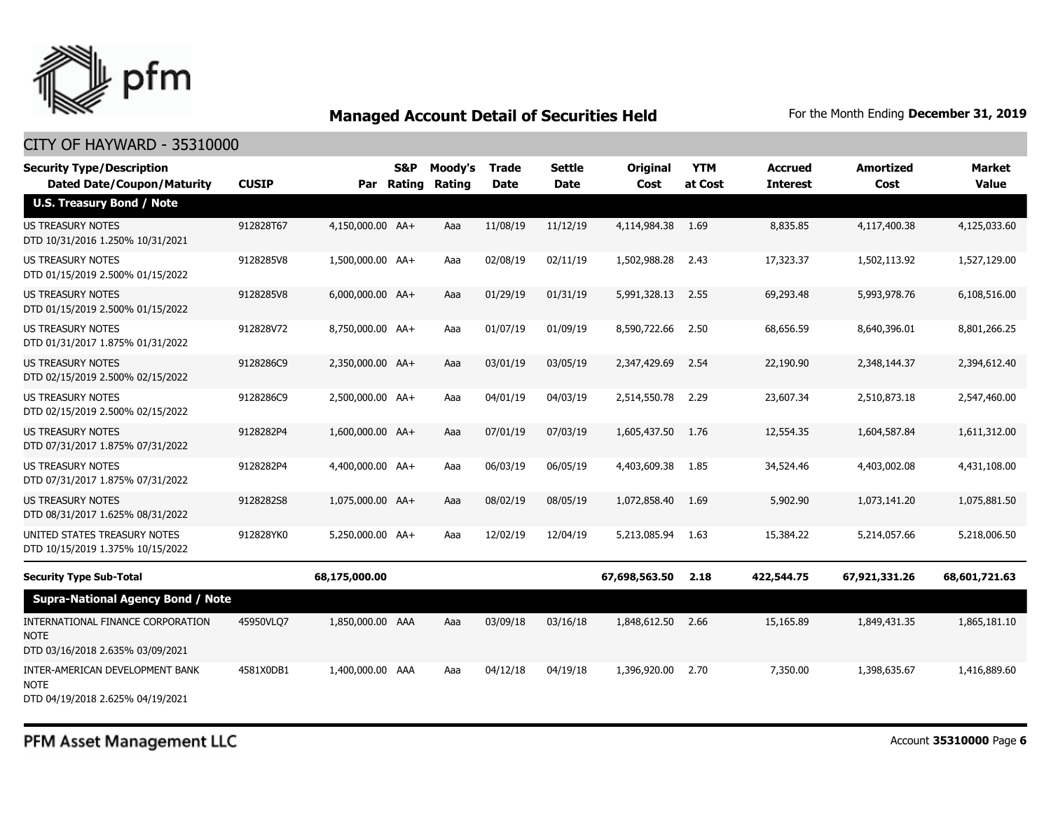# Managed Account Detail of Securities Held

For the Month Ending **December 31, 2019**

CITY OF HAYWARD - 35310000

| Security Type/Description<br>Dated Date/Coupon/Maturity | CUSIP | Par | S&P Rating | Moody's Rating | Trade Date | Settle Date | Original Cost | YTM at Cost | Accrued Interest | Amortized Cost | Market Value |
|---|---|---|---|---|---|---|---|---|---|---|---|
| **U.S. Treasury Bond / Note** | | | | | | | | | | | |
| US TREASURY NOTES<br>DTD 10/31/2016 1.250% 10/31/2021 | 912828T67 | 4,150,000.00 | AA+ | Aaa | 11/08/19 | 11/12/19 | 4,114,984.38 | 1.69 | 8,835.85 | 4,117,400.38 | 4,125,033.60 |
| US TREASURY NOTES<br>DTD 01/15/2019 2.500% 01/15/2022 | 9128285V8 | 1,500,000.00 | AA+ | Aaa | 02/08/19 | 02/11/19 | 1,502,988.28 | 2.43 | 17,323.37 | 1,502,113.92 | 1,527,129.00 |
| US TREASURY NOTES<br>DTD 01/15/2019 2.500% 01/15/2022 | 9128285V8 | 6,000,000.00 | AA+ | Aaa | 01/29/19 | 01/31/19 | 5,991,328.13 | 2.55 | 69,293.48 | 5,993,978.76 | 6,108,516.00 |
| US TREASURY NOTES<br>DTD 01/31/2017 1.875% 01/31/2022 | 912828V72 | 8,750,000.00 | AA+ | Aaa | 01/07/19 | 01/09/19 | 8,590,722.66 | 2.50 | 68,656.59 | 8,640,396.01 | 8,801,266.25 |
| US TREASURY NOTES<br>DTD 02/15/2019 2.500% 02/15/2022 | 9128286C9 | 2,350,000.00 | AA+ | Aaa | 03/01/19 | 03/05/19 | 2,347,429.69 | 2.54 | 22,190.90 | 2,348,144.37 | 2,394,612.40 |
| US TREASURY NOTES<br>DTD 02/15/2019 2.500% 02/15/2022 | 9128286C9 | 2,500,000.00 | AA+ | Aaa | 04/01/19 | 04/03/19 | 2,514,550.78 | 2.29 | 23,607.34 | 2,510,873.18 | 2,547,460.00 |
| US TREASURY NOTES<br>DTD 07/31/2017 1.875% 07/31/2022 | 9128282P4 | 1,600,000.00 | AA+ | Aaa | 07/01/19 | 07/03/19 | 1,605,437.50 | 1.76 | 12,554.35 | 1,604,587.84 | 1,611,312.00 |
| US TREASURY NOTES<br>DTD 07/31/2017 1.875% 07/31/2022 | 9128282P4 | 4,400,000.00 | AA+ | Aaa | 06/03/19 | 06/05/19 | 4,403,609.38 | 1.85 | 34,524.46 | 4,403,002.08 | 4,431,108.00 |
| US TREASURY NOTES<br>DTD 08/31/2017 1.625% 08/31/2022 | 9128282S8 | 1,075,000.00 | AA+ | Aaa | 08/02/19 | 08/05/19 | 1,072,858.40 | 1.69 | 5,902.90 | 1,073,141.20 | 1,075,881.50 |
| UNITED STATES TREASURY NOTES<br>DTD 10/15/2019 1.375% 10/15/2022 | 912828YK0 | 5,250,000.00 | AA+ | Aaa | 12/02/19 | 12/04/19 | 5,213,085.94 | 1.63 | 15,384.22 | 5,214,057.66 | 5,218,006.50 |
| **Security Type Sub-Total** | | **68,175,000.00** | | | | | **67,698,563.50** | **2.18** | **422,544.75** | **67,921,331.26** | **68,601,721.63** |
| **Supra-National Agency Bond / Note** | | | | | | | | | | | |
| INTERNATIONAL FINANCE CORPORATION NOTE<br>DTD 03/16/2018 2.635% 03/09/2021 | 45950VLQ7 | 1,850,000.00 | AAA | Aaa | 03/09/18 | 03/16/18 | 1,848,612.50 | 2.66 | 15,165.89 | 1,849,431.35 | 1,865,181.10 |
| INTER-AMERICAN DEVELOPMENT BANK NOTE<br>DTD 04/19/2018 2.625% 04/19/2021 | 4581X0DB1 | 1,400,000.00 | AAA | Aaa | 04/12/18 | 04/19/18 | 1,396,920.00 | 2.70 | 7,350.00 | 1,398,635.67 | 1,416,889.60 |

PFM Asset Management LLC

Account **35310000**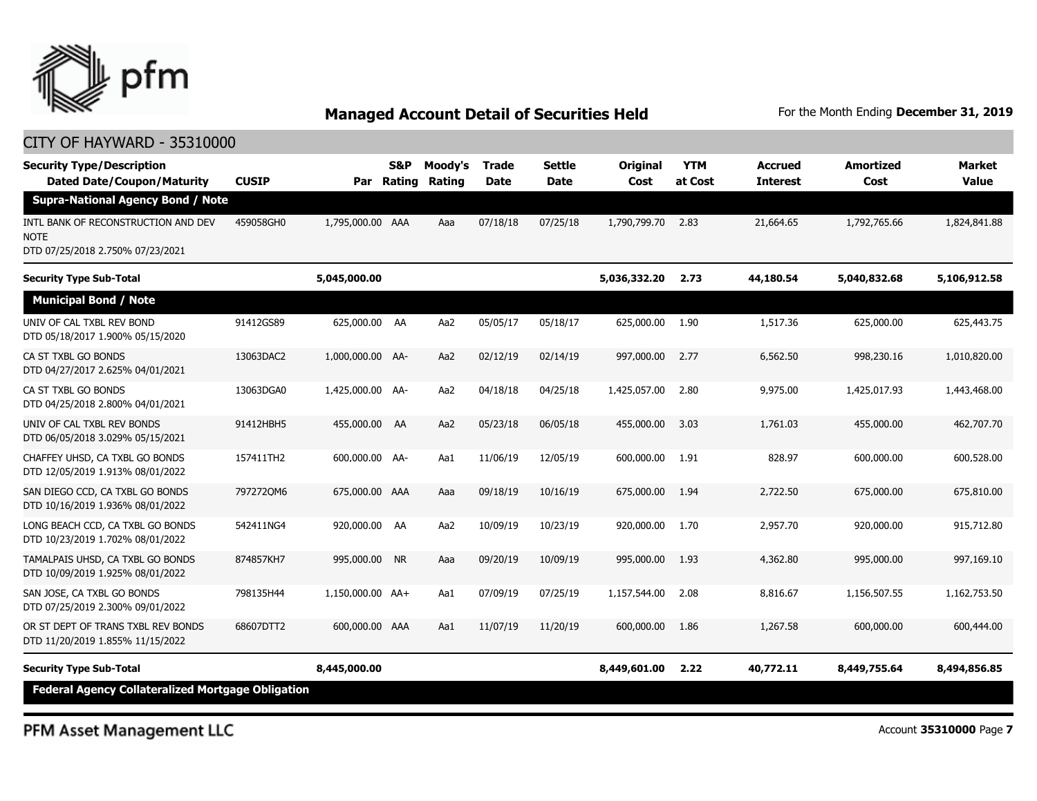## Managed Account Detail of Securities Held

For the Month Ending **December 31, 2019**

CITY OF HAYWARD - 35310000

| Security Type/Description Dated Date/Coupon/Maturity | CUSIP | Par | S&P Rating | Moody's Rating | Trade Date | Settle Date | Original Cost | YTM at Cost | Accrued Interest | Amortized Cost | Market Value |
|---|---|---|---|---|---|---|---|---|---|---|---|
| **Supra-National Agency Bond / Note** | | | | | | | | | | | |
| INTL BANK OF RECONSTRUCTION AND DEV NOTE DTD 07/25/2018 2.750% 07/23/2021 | 459058GH0 | 1,795,000.00 | AAA | Aaa | 07/18/18 | 07/25/18 | 1,790,799.70 | 2.83 | 21,664.65 | 1,792,765.66 | 1,824,841.88 |
| **Security Type Sub-Total** | | **5,045,000.00** | | | | | **5,036,332.20** | **2.73** | **44,180.54** | **5,040,832.68** | **5,106,912.58** |
| **Municipal Bond / Note** | | | | | | | | | | | |
| UNIV OF CAL TXBL REV BOND DTD 05/18/2017 1.900% 05/15/2020 | 91412GS89 | 625,000.00 | AA | Aa2 | 05/05/17 | 05/18/17 | 625,000.00 | 1.90 | 1,517.36 | 625,000.00 | 625,443.75 |
| CA ST TXBL GO BONDS DTD 04/27/2017 2.625% 04/01/2021 | 13063DAC2 | 1,000,000.00 | AA- | Aa2 | 02/12/19 | 02/14/19 | 997,000.00 | 2.77 | 6,562.50 | 998,230.16 | 1,010,820.00 |
| CA ST TXBL GO BONDS DTD 04/25/2018 2.800% 04/01/2021 | 13063DGA0 | 1,425,000.00 | AA- | Aa2 | 04/18/18 | 04/25/18 | 1,425,057.00 | 2.80 | 9,975.00 | 1,425,017.93 | 1,443,468.00 |
| UNIV OF CAL TXBL REV BONDS DTD 06/05/2018 3.029% 05/15/2021 | 91412HBH5 | 455,000.00 | AA | Aa2 | 05/23/18 | 06/05/18 | 455,000.00 | 3.03 | 1,761.03 | 455,000.00 | 462,707.70 |
| CHAFFEY UHSD, CA TXBL GO BONDS DTD 12/05/2019 1.913% 08/01/2022 | 157411TH2 | 600,000.00 | AA- | Aa1 | 11/06/19 | 12/05/19 | 600,000.00 | 1.91 | 828.97 | 600,000.00 | 600,528.00 |
| SAN DIEGO CCD, CA TXBL GO BONDS DTD 10/16/2019 1.936% 08/01/2022 | 797272QM6 | 675,000.00 | AAA | Aaa | 09/18/19 | 10/16/19 | 675,000.00 | 1.94 | 2,722.50 | 675,000.00 | 675,810.00 |
| LONG BEACH CCD, CA TXBL GO BONDS DTD 10/23/2019 1.702% 08/01/2022 | 542411NG4 | 920,000.00 | AA | Aa2 | 10/09/19 | 10/23/19 | 920,000.00 | 1.70 | 2,957.70 | 920,000.00 | 915,712.80 |
| TAMALPAIS UHSD, CA TXBL GO BONDS DTD 10/09/2019 1.925% 08/01/2022 | 874857KH7 | 995,000.00 | NR | Aaa | 09/20/19 | 10/09/19 | 995,000.00 | 1.93 | 4,362.80 | 995,000.00 | 997,169.10 |
| SAN JOSE, CA TXBL GO BONDS DTD 07/25/2019 2.300% 09/01/2022 | 798135H44 | 1,150,000.00 | AA+ | Aa1 | 07/09/19 | 07/25/19 | 1,157,544.00 | 2.08 | 8,816.67 | 1,156,507.55 | 1,162,753.50 |
| OR ST DEPT OF TRANS TXBL REV BONDS DTD 11/20/2019 1.855% 11/15/2022 | 68607DTT2 | 600,000.00 | AAA | Aa1 | 11/07/19 | 11/20/19 | 600,000.00 | 1.86 | 1,267.58 | 600,000.00 | 600,444.00 |
| **Security Type Sub-Total** | | **8,445,000.00** | | | | | **8,449,601.00** | **2.22** | **40,772.11** | **8,449,755.64** | **8,494,856.85** |
| **Federal Agency Collateralized Mortgage Obligation** | | | | | | | | | | | |

PFM Asset Management LLC

Account **35310000**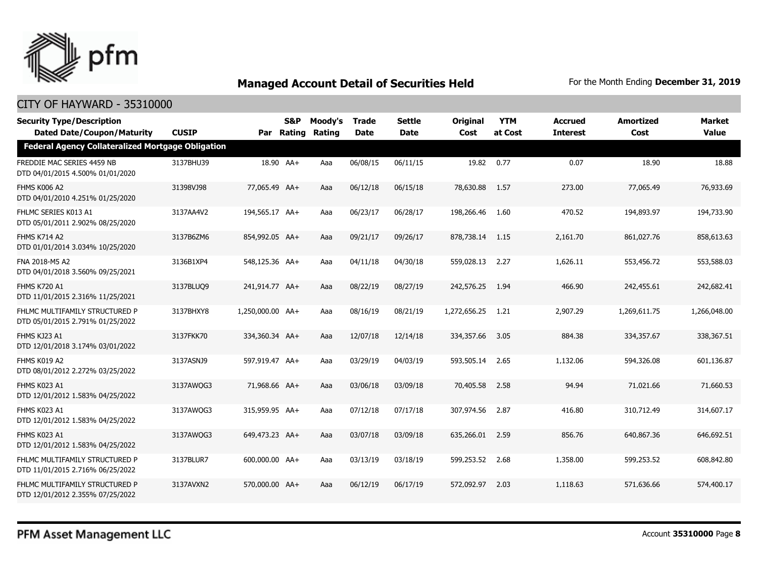## Managed Account Detail of Securities Held

For the Month Ending **December 31, 2019**

CITY OF HAYWARD - 35310000

| Security Type/Description<br>Dated Date/Coupon/Maturity | CUSIP | Par | S&P Rating | Moody's Rating | Trade Date | Settle Date | Original Cost | YTM at Cost | Accrued Interest | Amortized Cost | Market Value |
|---|---|---|---|---|---|---|---|---|---|---|---|
| **Federal Agency Collateralized Mortgage Obligation** | | | | | | | | | | | |
| FREDDIE MAC SERIES 4459 NB<br>DTD 04/01/2015 4.500% 01/01/2020 | 3137BHU39 | 18.90 | AA+ | Aaa | 06/08/15 | 06/11/15 | 19.82 | 0.77 | 0.07 | 18.90 | 18.88 |
| FHMS K006 A2<br>DTD 04/01/2010 4.251% 01/25/2020 | 31398VJ98 | 77,065.49 | AA+ | Aaa | 06/12/18 | 06/15/18 | 78,630.88 | 1.57 | 273.00 | 77,065.49 | 76,933.69 |
| FHLMC SERIES K013 A1<br>DTD 05/01/2011 2.902% 08/25/2020 | 3137AA4V2 | 194,565.17 | AA+ | Aaa | 06/23/17 | 06/28/17 | 198,266.46 | 1.60 | 470.52 | 194,893.97 | 194,733.90 |
| FHMS K714 A2<br>DTD 01/01/2014 3.034% 10/25/2020 | 3137B6ZM6 | 854,992.05 | AA+ | Aaa | 09/21/17 | 09/26/17 | 878,738.14 | 1.15 | 2,161.70 | 861,027.76 | 858,613.63 |
| FNA 2018-M5 A2<br>DTD 04/01/2018 3.560% 09/25/2021 | 3136B1XP4 | 548,125.36 | AA+ | Aaa | 04/11/18 | 04/30/18 | 559,028.13 | 2.27 | 1,626.11 | 553,456.72 | 553,588.03 |
| FHMS K720 A1<br>DTD 11/01/2015 2.316% 11/25/2021 | 3137BLUQ9 | 241,914.77 | AA+ | Aaa | 08/22/19 | 08/27/19 | 242,576.25 | 1.94 | 466.90 | 242,455.61 | 242,682.41 |
| FHLMC MULTIFAMILY STRUCTURED P<br>DTD 05/01/2015 2.791% 01/25/2022 | 3137BHXY8 | 1,250,000.00 | AA+ | Aaa | 08/16/19 | 08/21/19 | 1,272,656.25 | 1.21 | 2,907.29 | 1,269,611.75 | 1,266,048.00 |
| FHMS KJ23 A1<br>DTD 12/01/2018 3.174% 03/01/2022 | 3137FKK70 | 334,360.34 | AA+ | Aaa | 12/07/18 | 12/14/18 | 334,357.66 | 3.05 | 884.38 | 334,357.67 | 338,367.51 |
| FHMS K019 A2<br>DTD 08/01/2012 2.272% 03/25/2022 | 3137ASNJ9 | 597,919.47 | AA+ | Aaa | 03/29/19 | 04/03/19 | 593,505.14 | 2.65 | 1,132.06 | 594,326.08 | 601,136.87 |
| FHMS K023 A1<br>DTD 12/01/2012 1.583% 04/25/2022 | 3137AWQG3 | 71,968.66 | AA+ | Aaa | 03/06/18 | 03/09/18 | 70,405.58 | 2.58 | 94.94 | 71,021.66 | 71,660.53 |
| FHMS K023 A1<br>DTD 12/01/2012 1.583% 04/25/2022 | 3137AWQG3 | 315,959.95 | AA+ | Aaa | 07/12/18 | 07/17/18 | 307,974.56 | 2.87 | 416.80 | 310,712.49 | 314,607.17 |
| FHMS K023 A1<br>DTD 12/01/2012 1.583% 04/25/2022 | 3137AWQG3 | 649,473.23 | AA+ | Aaa | 03/07/18 | 03/09/18 | 635,266.01 | 2.59 | 856.76 | 640,867.36 | 646,692.51 |
| FHLMC MULTIFAMILY STRUCTURED P<br>DTD 11/01/2015 2.716% 06/25/2022 | 3137BLUR7 | 600,000.00 | AA+ | Aaa | 03/13/19 | 03/18/19 | 599,253.52 | 2.68 | 1,358.00 | 599,253.52 | 608,842.80 |
| FHLMC MULTIFAMILY STRUCTURED P<br>DTD 12/01/2012 2.355% 07/25/2022 | 3137AVXN2 | 570,000.00 | AA+ | Aaa | 06/12/19 | 06/17/19 | 572,092.97 | 2.03 | 1,118.63 | 571,636.66 | 574,400.17 |

PFM Asset Management LLC

Account **35310000**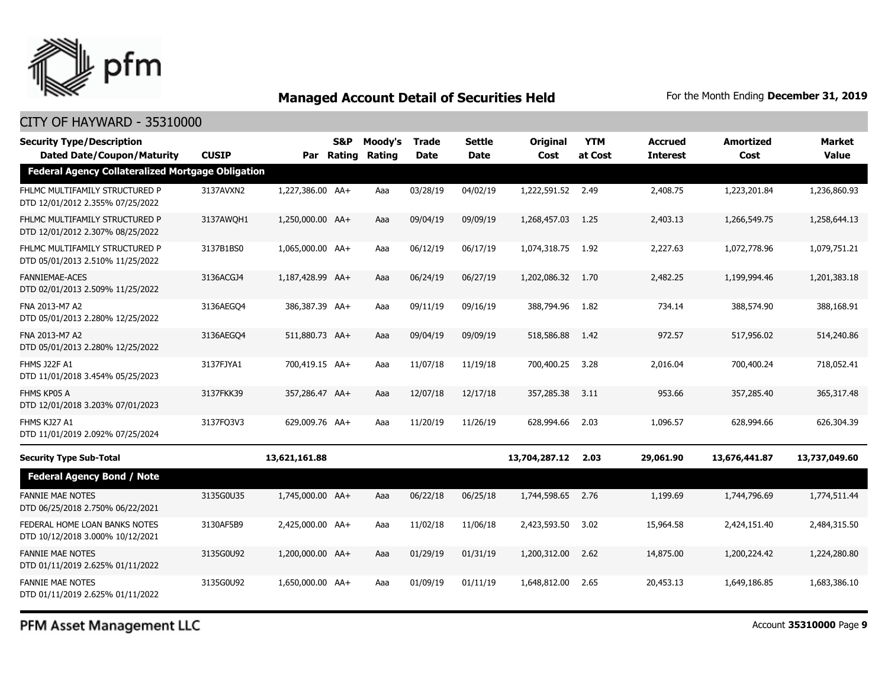## Managed Account Detail of Securities Held

For the Month Ending **December 31, 2019**

CITY OF HAYWARD - 35310000

| Security Type/Description<br>Dated Date/Coupon/Maturity | CUSIP | Par | S&P Rating | Moody's Rating | Trade Date | Settle Date | Original Cost | YTM at Cost | Accrued Interest | Amortized Cost | Market Value |
|---|---|---|---|---|---|---|---|---|---|---|---|
| **Federal Agency Collateralized Mortgage Obligation** | | | | | | | | | | | |
| FHLMC MULTIFAMILY STRUCTURED P<br>DTD 12/01/2012 2.355% 07/25/2022 | 3137AVXN2 | 1,227,386.00 | AA+ | Aaa | 03/28/19 | 04/02/19 | 1,222,591.52 | 2.49 | 2,408.75 | 1,223,201.84 | 1,236,860.93 |
| FHLMC MULTIFAMILY STRUCTURED P<br>DTD 12/01/2012 2.307% 08/25/2022 | 3137AWQH1 | 1,250,000.00 | AA+ | Aaa | 09/04/19 | 09/09/19 | 1,268,457.03 | 1.25 | 2,403.13 | 1,266,549.75 | 1,258,644.13 |
| FHLMC MULTIFAMILY STRUCTURED P<br>DTD 05/01/2013 2.510% 11/25/2022 | 3137B1BS0 | 1,065,000.00 | AA+ | Aaa | 06/12/19 | 06/17/19 | 1,074,318.75 | 1.92 | 2,227.63 | 1,072,778.96 | 1,079,751.21 |
| FANNIEMAE-ACES<br>DTD 02/01/2013 2.509% 11/25/2022 | 3136ACGJ4 | 1,187,428.99 | AA+ | Aaa | 06/24/19 | 06/27/19 | 1,202,086.32 | 1.70 | 2,482.25 | 1,199,994.46 | 1,201,383.18 |
| FNA 2013-M7 A2<br>DTD 05/01/2013 2.280% 12/25/2022 | 3136AEGQ4 | 386,387.39 | AA+ | Aaa | 09/11/19 | 09/16/19 | 388,794.96 | 1.82 | 734.14 | 388,574.90 | 388,168.91 |
| FNA 2013-M7 A2<br>DTD 05/01/2013 2.280% 12/25/2022 | 3136AEGQ4 | 511,880.73 | AA+ | Aaa | 09/04/19 | 09/09/19 | 518,586.88 | 1.42 | 972.57 | 517,956.02 | 514,240.86 |
| FHMS J22F A1<br>DTD 11/01/2018 3.454% 05/25/2023 | 3137FJYA1 | 700,419.15 | AA+ | Aaa | 11/07/18 | 11/19/18 | 700,400.25 | 3.28 | 2,016.04 | 700,400.24 | 718,052.41 |
| FHMS KP05 A<br>DTD 12/01/2018 3.203% 07/01/2023 | 3137FKK39 | 357,286.47 | AA+ | Aaa | 12/07/18 | 12/17/18 | 357,285.38 | 3.11 | 953.66 | 357,285.40 | 365,317.48 |
| FHMS KJ27 A1<br>DTD 11/01/2019 2.092% 07/25/2024 | 3137FQ3V3 | 629,009.76 | AA+ | Aaa | 11/20/19 | 11/26/19 | 628,994.66 | 2.03 | 1,096.57 | 628,994.66 | 626,304.39 |
| **Security Type Sub-Total** | | **13,621,161.88** | | | | | **13,704,287.12** | **2.03** | **29,061.90** | **13,676,441.87** | **13,737,049.60** |
| **Federal Agency Bond / Note** | | | | | | | | | | | |
| FANNIE MAE NOTES<br>DTD 06/25/2018 2.750% 06/22/2021 | 3135G0U35 | 1,745,000.00 | AA+ | Aaa | 06/22/18 | 06/25/18 | 1,744,598.65 | 2.76 | 1,199.69 | 1,744,796.69 | 1,774,511.44 |
| FEDERAL HOME LOAN BANKS NOTES<br>DTD 10/12/2018 3.000% 10/12/2021 | 3130AF5B9 | 2,425,000.00 | AA+ | Aaa | 11/02/18 | 11/06/18 | 2,423,593.50 | 3.02 | 15,964.58 | 2,424,151.40 | 2,484,315.50 |
| FANNIE MAE NOTES<br>DTD 01/11/2019 2.625% 01/11/2022 | 3135G0U92 | 1,200,000.00 | AA+ | Aaa | 01/29/19 | 01/31/19 | 1,200,312.00 | 2.62 | 14,875.00 | 1,200,224.42 | 1,224,280.80 |
| FANNIE MAE NOTES<br>DTD 01/11/2019 2.625% 01/11/2022 | 3135G0U92 | 1,650,000.00 | AA+ | Aaa | 01/09/19 | 01/11/19 | 1,648,812.00 | 2.65 | 20,453.13 | 1,649,186.85 | 1,683,386.10 |

PFM Asset Management LLC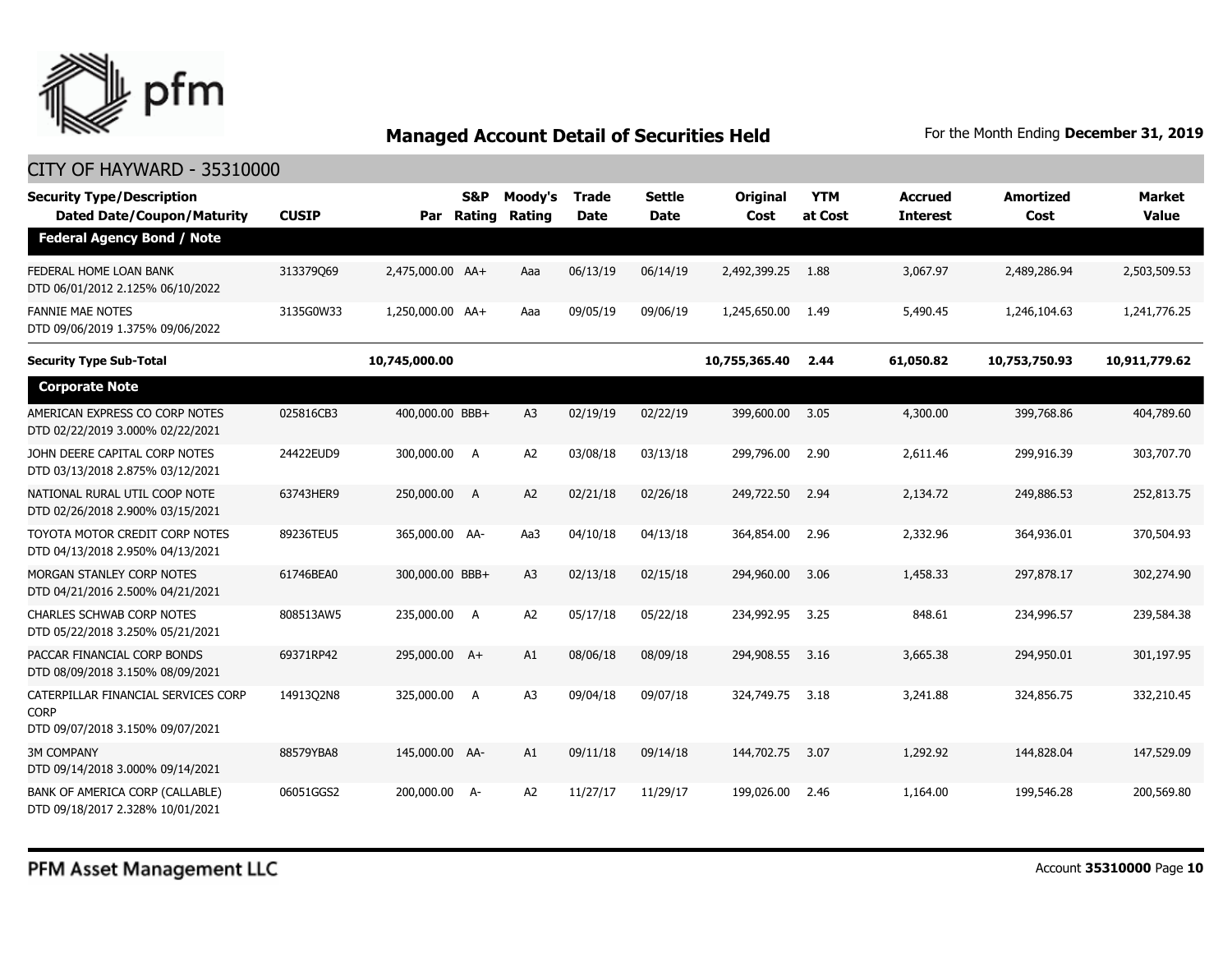## Managed Account Detail of Securities Held

For the Month Ending **December 31, 2019**

CITY OF HAYWARD - 35310000

| Security Type/Description Dated Date/Coupon/Maturity | CUSIP | Par | S&P Rating | Moody's Rating | Trade Date | Settle Date | Original Cost | YTM at Cost | Accrued Interest | Amortized Cost | Market Value |
|---|---|---|---|---|---|---|---|---|---|---|---|
| **Federal Agency Bond / Note** | | | | | | | | | | | |
| FEDERAL HOME LOAN BANK DTD 06/01/2012 2.125% 06/10/2022 | 313379Q69 | 2,475,000.00 | AA+ | Aaa | 06/13/19 | 06/14/19 | 2,492,399.25 | 1.88 | 3,067.97 | 2,489,286.94 | 2,503,509.53 |
| FANNIE MAE NOTES DTD 09/06/2019 1.375% 09/06/2022 | 3135G0W33 | 1,250,000.00 | AA+ | Aaa | 09/05/19 | 09/06/19 | 1,245,650.00 | 1.49 | 5,490.45 | 1,246,104.63 | 1,241,776.25 |
| **Security Type Sub-Total** | | **10,745,000.00** | | | | | **10,755,365.40** | **2.44** | **61,050.82** | **10,753,750.93** | **10,911,779.62** |
| **Corporate Note** | | | | | | | | | | | |
| AMERICAN EXPRESS CO CORP NOTES DTD 02/22/2019 3.000% 02/22/2021 | 025816CB3 | 400,000.00 | BBB+ | A3 | 02/19/19 | 02/22/19 | 399,600.00 | 3.05 | 4,300.00 | 399,768.86 | 404,789.60 |
| JOHN DEERE CAPITAL CORP NOTES DTD 03/13/2018 2.875% 03/12/2021 | 24422EUD9 | 300,000.00 | A | A2 | 03/08/18 | 03/13/18 | 299,796.00 | 2.90 | 2,611.46 | 299,916.39 | 303,707.70 |
| NATIONAL RURAL UTIL COOP NOTE DTD 02/26/2018 2.900% 03/15/2021 | 63743HER9 | 250,000.00 | A | A2 | 02/21/18 | 02/26/18 | 249,722.50 | 2.94 | 2,134.72 | 249,886.53 | 252,813.75 |
| TOYOTA MOTOR CREDIT CORP NOTES DTD 04/13/2018 2.950% 04/13/2021 | 89236TEU5 | 365,000.00 | AA- | Aa3 | 04/10/18 | 04/13/18 | 364,854.00 | 2.96 | 2,332.96 | 364,936.01 | 370,504.93 |
| MORGAN STANLEY CORP NOTES DTD 04/21/2016 2.500% 04/21/2021 | 61746BEA0 | 300,000.00 | BBB+ | A3 | 02/13/18 | 02/15/18 | 294,960.00 | 3.06 | 1,458.33 | 297,878.17 | 302,274.90 |
| CHARLES SCHWAB CORP NOTES DTD 05/22/2018 3.250% 05/21/2021 | 808513AW5 | 235,000.00 | A | A2 | 05/17/18 | 05/22/18 | 234,992.95 | 3.25 | 848.61 | 234,996.57 | 239,584.38 |
| PACCAR FINANCIAL CORP BONDS DTD 08/09/2018 3.150% 08/09/2021 | 69371RP42 | 295,000.00 | A+ | A1 | 08/06/18 | 08/09/18 | 294,908.55 | 3.16 | 3,665.38 | 294,950.01 | 301,197.95 |
| CATERPILLAR FINANCIAL SERVICES CORP CORP DTD 09/07/2018 3.150% 09/07/2021 | 14913Q2N8 | 325,000.00 | A | A3 | 09/04/18 | 09/07/18 | 324,749.75 | 3.18 | 3,241.88 | 324,856.75 | 332,210.45 |
| 3M COMPANY DTD 09/14/2018 3.000% 09/14/2021 | 88579YBA8 | 145,000.00 | AA- | A1 | 09/11/18 | 09/14/18 | 144,702.75 | 3.07 | 1,292.92 | 144,828.04 | 147,529.09 |
| BANK OF AMERICA CORP (CALLABLE) DTD 09/18/2017 2.328% 10/01/2021 | 06051GGS2 | 200,000.00 | A- | A2 | 11/27/17 | 11/29/17 | 199,026.00 | 2.46 | 1,164.00 | 199,546.28 | 200,569.80 |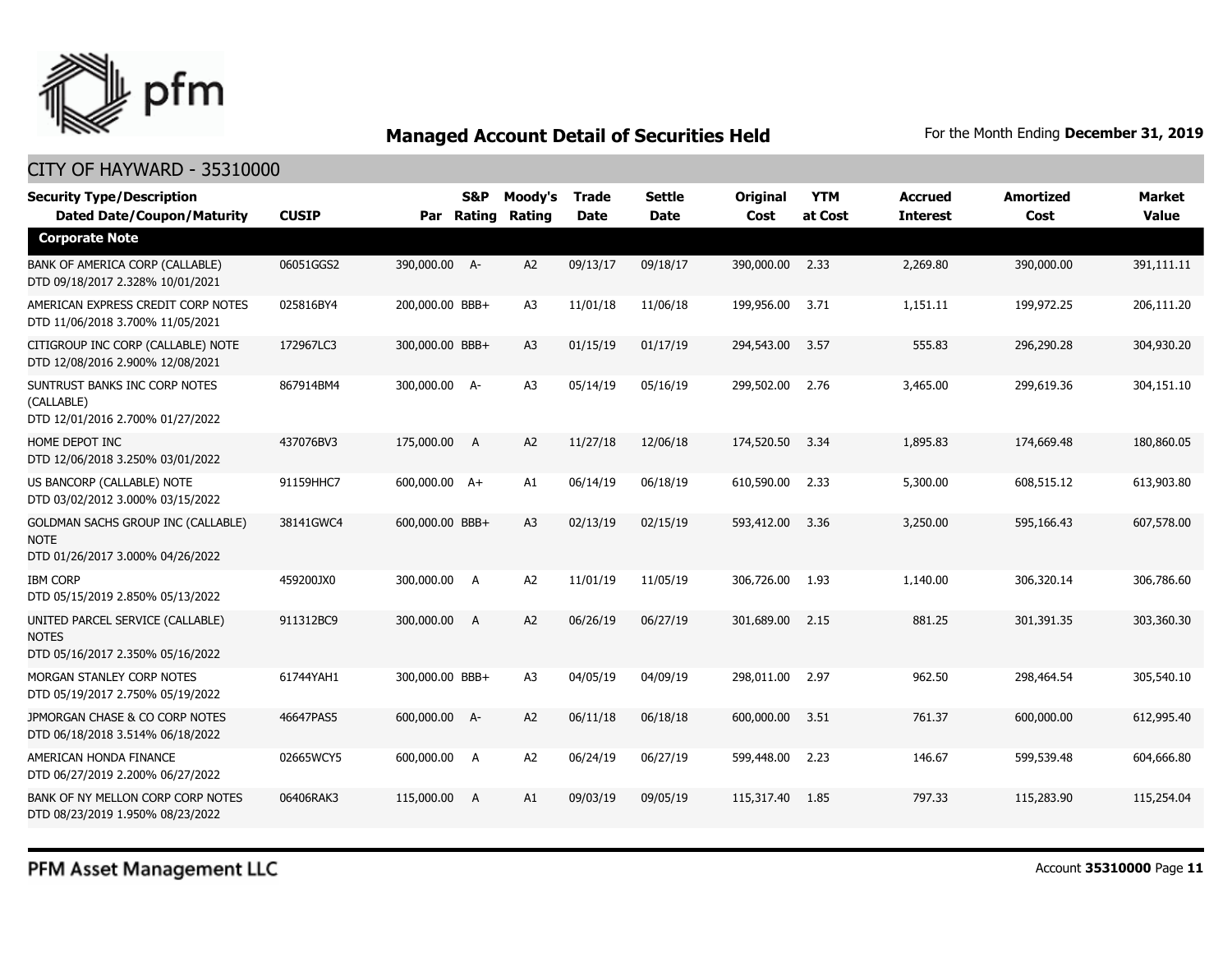# Managed Account Detail of Securities Held

For the Month Ending **December 31, 2019**

## CITY OF HAYWARD - 35310000

| Security Type/Description Dated Date/Coupon/Maturity | CUSIP | Par | S&P Rating | Moody's Rating | Trade Date | Settle Date | Original Cost | YTM at Cost | Accrued Interest | Amortized Cost | Market Value |
|---|---|---|---|---|---|---|---|---|---|---|---|
| **Corporate Note** | | | | | | | | | | | |
| BANK OF AMERICA CORP (CALLABLE) DTD 09/18/2017 2.328% 10/01/2021 | 06051GGS2 | 390,000.00 | A- | A2 | 09/13/17 | 09/18/17 | 390,000.00 | 2.33 | 2,269.80 | 390,000.00 | 391,111.11 |
| AMERICAN EXPRESS CREDIT CORP NOTES DTD 11/06/2018 3.700% 11/05/2021 | 025816BY4 | 200,000.00 | BBB+ | A3 | 11/01/18 | 11/06/18 | 199,956.00 | 3.71 | 1,151.11 | 199,972.25 | 206,111.20 |
| CITIGROUP INC CORP (CALLABLE) NOTE DTD 12/08/2016 2.900% 12/08/2021 | 172967LC3 | 300,000.00 | BBB+ | A3 | 01/15/19 | 01/17/19 | 294,543.00 | 3.57 | 555.83 | 296,290.28 | 304,930.20 |
| SUNTRUST BANKS INC CORP NOTES (CALLABLE) DTD 12/01/2016 2.700% 01/27/2022 | 867914BM4 | 300,000.00 | A- | A3 | 05/14/19 | 05/16/19 | 299,502.00 | 2.76 | 3,465.00 | 299,619.36 | 304,151.10 |
| HOME DEPOT INC DTD 12/06/2018 3.250% 03/01/2022 | 437076BV3 | 175,000.00 | A | A2 | 11/27/18 | 12/06/18 | 174,520.50 | 3.34 | 1,895.83 | 174,669.48 | 180,860.05 |
| US BANCORP (CALLABLE) NOTE DTD 03/02/2012 3.000% 03/15/2022 | 91159HHC7 | 600,000.00 | A+ | A1 | 06/14/19 | 06/18/19 | 610,590.00 | 2.33 | 5,300.00 | 608,515.12 | 613,903.80 |
| GOLDMAN SACHS GROUP INC (CALLABLE) NOTE DTD 01/26/2017 3.000% 04/26/2022 | 38141GWC4 | 600,000.00 | BBB+ | A3 | 02/13/19 | 02/15/19 | 593,412.00 | 3.36 | 3,250.00 | 595,166.43 | 607,578.00 |
| IBM CORP DTD 05/15/2019 2.850% 05/13/2022 | 459200JX0 | 300,000.00 | A | A2 | 11/01/19 | 11/05/19 | 306,726.00 | 1.93 | 1,140.00 | 306,320.14 | 306,786.60 |
| UNITED PARCEL SERVICE (CALLABLE) NOTES DTD 05/16/2017 2.350% 05/16/2022 | 911312BC9 | 300,000.00 | A | A2 | 06/26/19 | 06/27/19 | 301,689.00 | 2.15 | 881.25 | 301,391.35 | 303,360.30 |
| MORGAN STANLEY CORP NOTES DTD 05/19/2017 2.750% 05/19/2022 | 61744YAH1 | 300,000.00 | BBB+ | A3 | 04/05/19 | 04/09/19 | 298,011.00 | 2.97 | 962.50 | 298,464.54 | 305,540.10 |
| JPMORGAN CHASE & CO CORP NOTES DTD 06/18/2018 3.514% 06/18/2022 | 46647PAS5 | 600,000.00 | A- | A2 | 06/11/18 | 06/18/18 | 600,000.00 | 3.51 | 761.37 | 600,000.00 | 612,995.40 |
| AMERICAN HONDA FINANCE DTD 06/27/2019 2.200% 06/27/2022 | 02665WCY5 | 600,000.00 | A | A2 | 06/24/19 | 06/27/19 | 599,448.00 | 2.23 | 146.67 | 599,539.48 | 604,666.80 |
| BANK OF NY MELLON CORP CORP NOTES DTD 08/23/2019 1.950% 08/23/2022 | 06406RAK3 | 115,000.00 | A | A1 | 09/03/19 | 09/05/19 | 115,317.40 | 1.85 | 797.33 | 115,283.90 | 115,254.04 |

PFM Asset Management LLC

Account **35310000**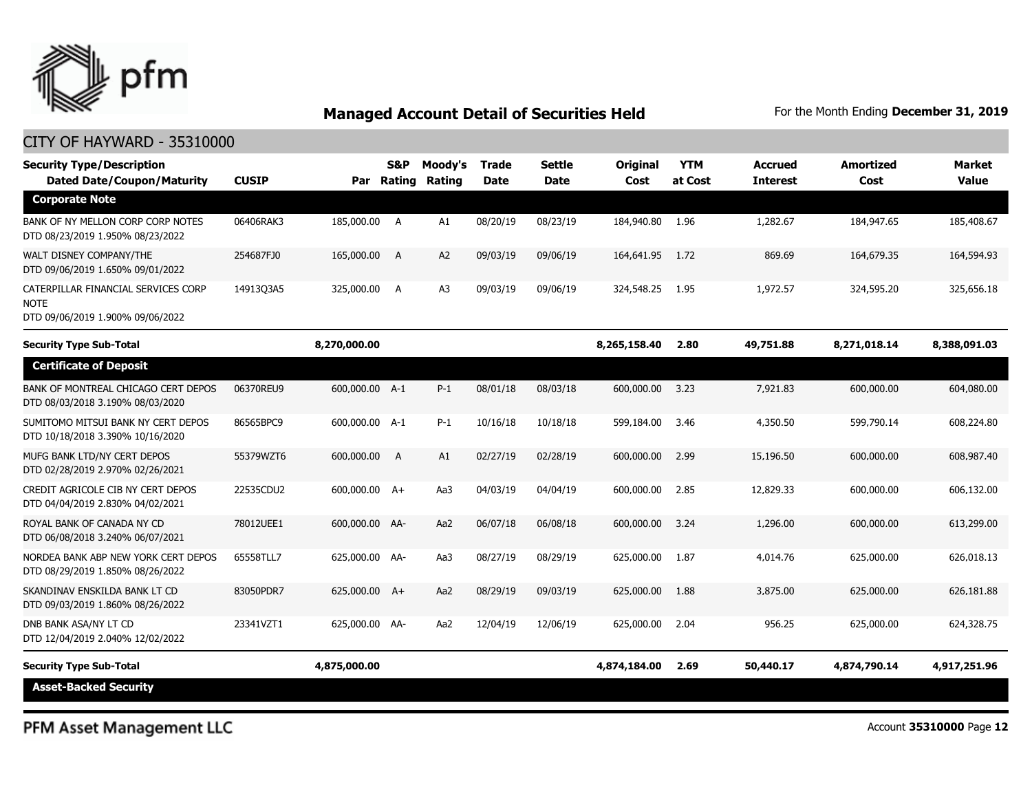## Managed Account Detail of Securities Held

For the Month Ending **December 31, 2019**

CITY OF HAYWARD - 35310000

| Security Type/Description Dated Date/Coupon/Maturity | CUSIP | Par | S&P Rating | Moody's Rating | Trade Date | Settle Date | Original Cost | YTM at Cost | Accrued Interest | Amortized Cost | Market Value |
|---|---|---|---|---|---|---|---|---|---|---|---|
| **Corporate Note** | | | | | | | | | | | |
| BANK OF NY MELLON CORP CORP NOTES DTD 08/23/2019 1.950% 08/23/2022 | 06406RAK3 | 185,000.00 | A | A1 | 08/20/19 | 08/23/19 | 184,940.80 | 1.96 | 1,282.67 | 184,947.65 | 185,408.67 |
| WALT DISNEY COMPANY/THE DTD 09/06/2019 1.650% 09/01/2022 | 254687FJ0 | 165,000.00 | A | A2 | 09/03/19 | 09/06/19 | 164,641.95 | 1.72 | 869.69 | 164,679.35 | 164,594.93 |
| CATERPILLAR FINANCIAL SERVICES CORP NOTE DTD 09/06/2019 1.900% 09/06/2022 | 14913Q3A5 | 325,000.00 | A | A3 | 09/03/19 | 09/06/19 | 324,548.25 | 1.95 | 1,972.57 | 324,595.20 | 325,656.18 |
| **Security Type Sub-Total** | | **8,270,000.00** | | | | | **8,265,158.40** | **2.80** | **49,751.88** | **8,271,018.14** | **8,388,091.03** |
| **Certificate of Deposit** | | | | | | | | | | | |
| BANK OF MONTREAL CHICAGO CERT DEPOS DTD 08/03/2018 3.190% 08/03/2020 | 06370REU9 | 600,000.00 | A-1 | P-1 | 08/01/18 | 08/03/18 | 600,000.00 | 3.23 | 7,921.83 | 600,000.00 | 604,080.00 |
| SUMITOMO MITSUI BANK NY CERT DEPOS DTD 10/18/2018 3.390% 10/16/2020 | 86565BPC9 | 600,000.00 | A-1 | P-1 | 10/16/18 | 10/18/18 | 599,184.00 | 3.46 | 4,350.50 | 599,790.14 | 608,224.80 |
| MUFG BANK LTD/NY CERT DEPOS DTD 02/28/2019 2.970% 02/26/2021 | 55379WZT6 | 600,000.00 | A | A1 | 02/27/19 | 02/28/19 | 600,000.00 | 2.99 | 15,196.50 | 600,000.00 | 608,987.40 |
| CREDIT AGRICOLE CIB NY CERT DEPOS DTD 04/04/2019 2.830% 04/02/2021 | 22535CDU2 | 600,000.00 | A+ | Aa3 | 04/03/19 | 04/04/19 | 600,000.00 | 2.85 | 12,829.33 | 600,000.00 | 606,132.00 |
| ROYAL BANK OF CANADA NY CD DTD 06/08/2018 3.240% 06/07/2021 | 78012UEE1 | 600,000.00 | AA- | Aa2 | 06/07/18 | 06/08/18 | 600,000.00 | 3.24 | 1,296.00 | 600,000.00 | 613,299.00 |
| NORDEA BANK ABP NEW YORK CERT DEPOS DTD 08/29/2019 1.850% 08/26/2022 | 65558TLL7 | 625,000.00 | AA- | Aa3 | 08/27/19 | 08/29/19 | 625,000.00 | 1.87 | 4,014.76 | 625,000.00 | 626,018.13 |
| SKANDINAV ENSKILDA BANK LT CD DTD 09/03/2019 1.860% 08/26/2022 | 83050PDR7 | 625,000.00 | A+ | Aa2 | 08/29/19 | 09/03/19 | 625,000.00 | 1.88 | 3,875.00 | 625,000.00 | 626,181.88 |
| DNB BANK ASA/NY LT CD DTD 12/04/2019 2.040% 12/02/2022 | 23341VZT1 | 625,000.00 | AA- | Aa2 | 12/04/19 | 12/06/19 | 625,000.00 | 2.04 | 956.25 | 625,000.00 | 624,328.75 |
| **Security Type Sub-Total** | | **4,875,000.00** | | | | | **4,874,184.00** | **2.69** | **50,440.17** | **4,874,790.14** | **4,917,251.96** |
| **Asset-Backed Security** | | | | | | | | | | | |

PFM Asset Management LLC

Account **35310000** Page **12**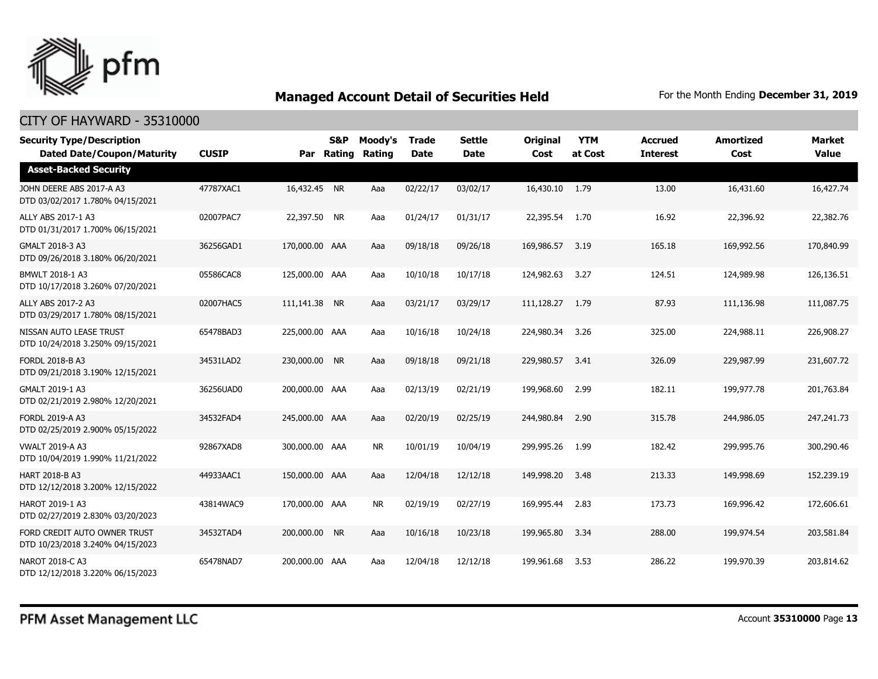# Managed Account Detail of Securities Held

For the Month Ending **December 31, 2019**

## CITY OF HAYWARD - 35310000

| Security Type/Description Dated Date/Coupon/Maturity | CUSIP | Par | S&P Rating | Moody's Rating | Trade Date | Settle Date | Original Cost | YTM at Cost | Accrued Interest | Amortized Cost | Market Value |
|---|---|---|---|---|---|---|---|---|---|---|---|
| **Asset-Backed Security** | | | | | | | | | | | |
| JOHN DEERE ABS 2017-A A3 DTD 03/02/2017 1.780% 04/15/2021 | 47787XAC1 | 16,432.45 | NR | Aaa | 02/22/17 | 03/02/17 | 16,430.10 | 1.79 | 13.00 | 16,431.60 | 16,427.74 |
| ALLY ABS 2017-1 A3 DTD 01/31/2017 1.700% 06/15/2021 | 02007PAC7 | 22,397.50 | NR | Aaa | 01/24/17 | 01/31/17 | 22,395.54 | 1.70 | 16.92 | 22,396.92 | 22,382.76 |
| GMALT 2018-3 A3 DTD 09/26/2018 3.180% 06/20/2021 | 36256GAD1 | 170,000.00 | AAA | Aaa | 09/18/18 | 09/26/18 | 169,986.57 | 3.19 | 165.18 | 169,992.56 | 170,840.99 |
| BMWLT 2018-1 A3 DTD 10/17/2018 3.260% 07/20/2021 | 05586CAC8 | 125,000.00 | AAA | Aaa | 10/10/18 | 10/17/18 | 124,982.63 | 3.27 | 124.51 | 124,989.98 | 126,136.51 |
| ALLY ABS 2017-2 A3 DTD 03/29/2017 1.780% 08/15/2021 | 02007HAC5 | 111,141.38 | NR | Aaa | 03/21/17 | 03/29/17 | 111,128.27 | 1.79 | 87.93 | 111,136.98 | 111,087.75 |
| NISSAN AUTO LEASE TRUST DTD 10/24/2018 3.250% 09/15/2021 | 65478BAD3 | 225,000.00 | AAA | Aaa | 10/16/18 | 10/24/18 | 224,980.34 | 3.26 | 325.00 | 224,988.11 | 226,908.27 |
| FORDL 2018-B A3 DTD 09/21/2018 3.190% 12/15/2021 | 34531LAD2 | 230,000.00 | NR | Aaa | 09/18/18 | 09/21/18 | 229,980.57 | 3.41 | 326.09 | 229,987.99 | 231,607.72 |
| GMALT 2019-1 A3 DTD 02/21/2019 2.980% 12/20/2021 | 36256UAD0 | 200,000.00 | AAA | Aaa | 02/13/19 | 02/21/19 | 199,968.60 | 2.99 | 182.11 | 199,977.78 | 201,763.84 |
| FORDL 2019-A A3 DTD 02/25/2019 2.900% 05/15/2022 | 34532FAD4 | 245,000.00 | AAA | Aaa | 02/20/19 | 02/25/19 | 244,980.84 | 2.90 | 315.78 | 244,986.05 | 247,241.73 |
| VWALT 2019-A A3 DTD 10/04/2019 1.990% 11/21/2022 | 92867XAD8 | 300,000.00 | AAA | NR | 10/01/19 | 10/04/19 | 299,995.26 | 1.99 | 182.42 | 299,995.76 | 300,290.46 |
| HART 2018-B A3 DTD 12/12/2018 3.200% 12/15/2022 | 44933AAC1 | 150,000.00 | AAA | Aaa | 12/04/18 | 12/12/18 | 149,998.20 | 3.48 | 213.33 | 149,998.69 | 152,239.19 |
| HAROT 2019-1 A3 DTD 02/27/2019 2.830% 03/20/2023 | 43814WAC9 | 170,000.00 | AAA | NR | 02/19/19 | 02/27/19 | 169,995.44 | 2.83 | 173.73 | 169,996.42 | 172,606.61 |
| FORD CREDIT AUTO OWNER TRUST DTD 10/23/2018 3.240% 04/15/2023 | 34532TAD4 | 200,000.00 | NR | Aaa | 10/16/18 | 10/23/18 | 199,965.80 | 3.34 | 288.00 | 199,974.54 | 203,581.84 |
| NAROT 2018-C A3 DTD 12/12/2018 3.220% 06/15/2023 | 65478NAD7 | 200,000.00 | AAA | Aaa | 12/04/18 | 12/12/18 | 199,961.68 | 3.53 | 286.22 | 199,970.39 | 203,814.62 |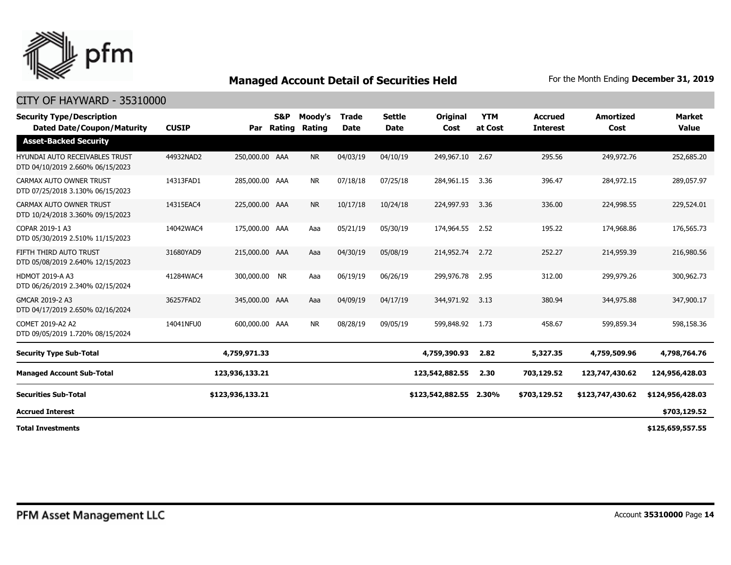## Managed Account Detail of Securities Held

For the Month Ending **December 31, 2019**

### CITY OF HAYWARD - 35310000

| Security Type/Description Dated Date/Coupon/Maturity | CUSIP | Par | S&P Rating | Moody's Rating | Trade Date | Settle Date | Original Cost | YTM at Cost | Accrued Interest | Amortized Cost | Market Value |
|---|---|---|---|---|---|---|---|---|---|---|---|
| **Asset-Backed Security** | | | | | | | | | | | |
| HYUNDAI AUTO RECEIVABLES TRUST DTD 04/10/2019 2.660% 06/15/2023 | 44932NAD2 | 250,000.00 | AAA | NR | 04/03/19 | 04/10/19 | 249,967.10 | 2.67 | 295.56 | 249,972.76 | 252,685.20 |
| CARMAX AUTO OWNER TRUST DTD 07/25/2018 3.130% 06/15/2023 | 14313FAD1 | 285,000.00 | AAA | NR | 07/18/18 | 07/25/18 | 284,961.15 | 3.36 | 396.47 | 284,972.15 | 289,057.97 |
| CARMAX AUTO OWNER TRUST DTD 10/24/2018 3.360% 09/15/2023 | 14315EAC4 | 225,000.00 | AAA | NR | 10/17/18 | 10/24/18 | 224,997.93 | 3.36 | 336.00 | 224,998.55 | 229,524.01 |
| COPAR 2019-1 A3 DTD 05/30/2019 2.510% 11/15/2023 | 14042WAC4 | 175,000.00 | AAA | Aaa | 05/21/19 | 05/30/19 | 174,964.55 | 2.52 | 195.22 | 174,968.86 | 176,565.73 |
| FIFTH THIRD AUTO TRUST DTD 05/08/2019 2.640% 12/15/2023 | 31680YAD9 | 215,000.00 | AAA | Aaa | 04/30/19 | 05/08/19 | 214,952.74 | 2.72 | 252.27 | 214,959.39 | 216,980.56 |
| HDMOT 2019-A A3 DTD 06/26/2019 2.340% 02/15/2024 | 41284WAC4 | 300,000.00 | NR | Aaa | 06/19/19 | 06/26/19 | 299,976.78 | 2.95 | 312.00 | 299,979.26 | 300,962.73 |
| GMCAR 2019-2 A3 DTD 04/17/2019 2.650% 02/16/2024 | 36257FAD2 | 345,000.00 | AAA | Aaa | 04/09/19 | 04/17/19 | 344,971.92 | 3.13 | 380.94 | 344,975.88 | 347,900.17 |
| COMET 2019-A2 A2 DTD 09/05/2019 1.720% 08/15/2024 | 14041NFU0 | 600,000.00 | AAA | NR | 08/28/19 | 09/05/19 | 599,848.92 | 1.73 | 458.67 | 599,859.34 | 598,158.36 |
| **Security Type Sub-Total** | | **4,759,971.33** | | | | | **4,759,390.93** | **2.82** | **5,327.35** | **4,759,509.96** | **4,798,764.76** |
| **Managed Account Sub-Total** | | **123,936,133.21** | | | | | **123,542,882.55** | **2.30** | **703,129.52** | **123,747,430.62** | **124,956,428.03** |
| **Securities Sub-Total** | | **$123,936,133.21** | | | | | **$123,542,882.55** | **2.30%** | **$703,129.52** | **$123,747,430.62** | **$124,956,428.03** |
| **Accrued Interest** | | | | | | | | | | | **$703,129.52** |
| **Total Investments** | | | | | | | | | | | **$125,659,557.55** |

PFM Asset Management LLC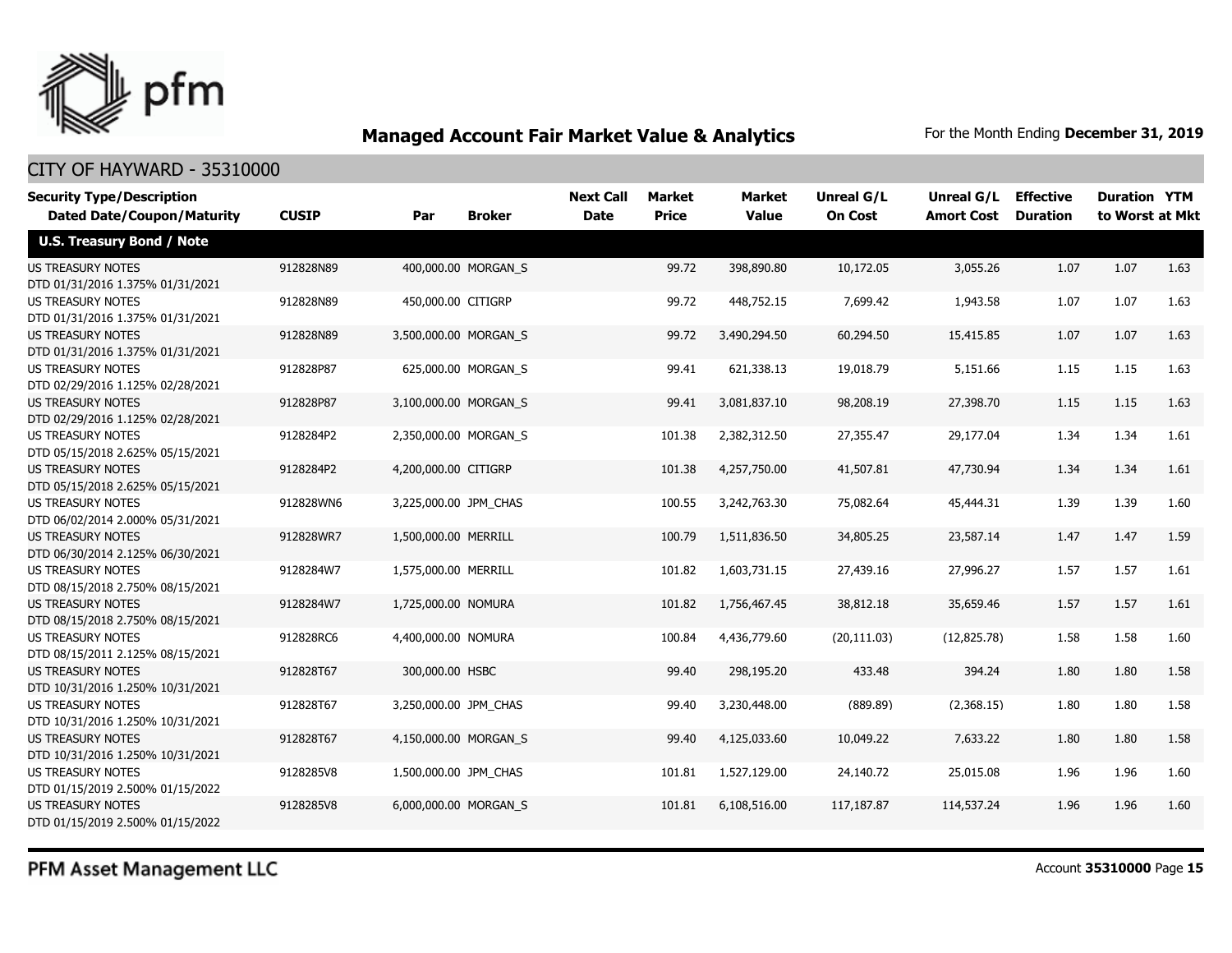# Managed Account Fair Market Value & Analytics

For the Month Ending **December 31, 2019**

CITY OF HAYWARD - 35310000

| Security Type/Description Dated Date/Coupon/Maturity | CUSIP | Par | Broker | Next Call Date | Market Price | Market Value | Unreal G/L On Cost | Unreal G/L Amort Cost | Effective Duration | Duration to Worst | YTM at Mkt |
|---|---|---|---|---|---|---|---|---|---|---|---|
| **U.S. Treasury Bond / Note** | | | | | | | | | | | |
| US TREASURY NOTES DTD 01/31/2016 1.375% 01/31/2021 | 912828N89 | 400,000.00 | MORGAN_S | | 99.72 | 398,890.80 | 10,172.05 | 3,055.26 | 1.07 | 1.07 | 1.63 |
| US TREASURY NOTES DTD 01/31/2016 1.375% 01/31/2021 | 912828N89 | 450,000.00 | CITIGRP | | 99.72 | 448,752.15 | 7,699.42 | 1,943.58 | 1.07 | 1.07 | 1.63 |
| US TREASURY NOTES DTD 01/31/2016 1.375% 01/31/2021 | 912828N89 | 3,500,000.00 | MORGAN_S | | 99.72 | 3,490,294.50 | 60,294.50 | 15,415.85 | 1.07 | 1.07 | 1.63 |
| US TREASURY NOTES DTD 02/29/2016 1.125% 02/28/2021 | 912828P87 | 625,000.00 | MORGAN_S | | 99.41 | 621,338.13 | 19,018.79 | 5,151.66 | 1.15 | 1.15 | 1.63 |
| US TREASURY NOTES DTD 02/29/2016 1.125% 02/28/2021 | 912828P87 | 3,100,000.00 | MORGAN_S | | 99.41 | 3,081,837.10 | 98,208.19 | 27,398.70 | 1.15 | 1.15 | 1.63 |
| US TREASURY NOTES DTD 05/15/2018 2.625% 05/15/2021 | 9128284P2 | 2,350,000.00 | MORGAN_S | | 101.38 | 2,382,312.50 | 27,355.47 | 29,177.04 | 1.34 | 1.34 | 1.61 |
| US TREASURY NOTES DTD 05/15/2018 2.625% 05/15/2021 | 9128284P2 | 4,200,000.00 | CITIGRP | | 101.38 | 4,257,750.00 | 41,507.81 | 47,730.94 | 1.34 | 1.34 | 1.61 |
| US TREASURY NOTES DTD 06/02/2014 2.000% 05/31/2021 | 912828WN6 | 3,225,000.00 | JPM_CHAS | | 100.55 | 3,242,763.30 | 75,082.64 | 45,444.31 | 1.39 | 1.39 | 1.60 |
| US TREASURY NOTES DTD 06/30/2014 2.125% 06/30/2021 | 912828WR7 | 1,500,000.00 | MERRILL | | 100.79 | 1,511,836.50 | 34,805.25 | 23,587.14 | 1.47 | 1.47 | 1.59 |
| US TREASURY NOTES DTD 08/15/2018 2.750% 08/15/2021 | 9128284W7 | 1,575,000.00 | MERRILL | | 101.82 | 1,603,731.15 | 27,439.16 | 27,996.27 | 1.57 | 1.57 | 1.61 |
| US TREASURY NOTES DTD 08/15/2018 2.750% 08/15/2021 | 9128284W7 | 1,725,000.00 | NOMURA | | 101.82 | 1,756,467.45 | 38,812.18 | 35,659.46 | 1.57 | 1.57 | 1.61 |
| US TREASURY NOTES DTD 08/15/2011 2.125% 08/15/2021 | 912828RC6 | 4,400,000.00 | NOMURA | | 100.84 | 4,436,779.60 | (20,111.03) | (12,825.78) | 1.58 | 1.58 | 1.60 |
| US TREASURY NOTES DTD 10/31/2016 1.250% 10/31/2021 | 912828T67 | 300,000.00 | HSBC | | 99.40 | 298,195.20 | 433.48 | 394.24 | 1.80 | 1.80 | 1.58 |
| US TREASURY NOTES DTD 10/31/2016 1.250% 10/31/2021 | 912828T67 | 3,250,000.00 | JPM_CHAS | | 99.40 | 3,230,448.00 | (889.89) | (2,368.15) | 1.80 | 1.80 | 1.58 |
| US TREASURY NOTES DTD 10/31/2016 1.250% 10/31/2021 | 912828T67 | 4,150,000.00 | MORGAN_S | | 99.40 | 4,125,033.60 | 10,049.22 | 7,633.22 | 1.80 | 1.80 | 1.58 |
| US TREASURY NOTES DTD 01/15/2019 2.500% 01/15/2022 | 9128285V8 | 1,500,000.00 | JPM_CHAS | | 101.81 | 1,527,129.00 | 24,140.72 | 25,015.08 | 1.96 | 1.96 | 1.60 |
| US TREASURY NOTES DTD 01/15/2019 2.500% 01/15/2022 | 9128285V8 | 6,000,000.00 | MORGAN_S | | 101.81 | 6,108,516.00 | 117,187.87 | 114,537.24 | 1.96 | 1.96 | 1.60 |

PFM Asset Management LLC

Account **35310000**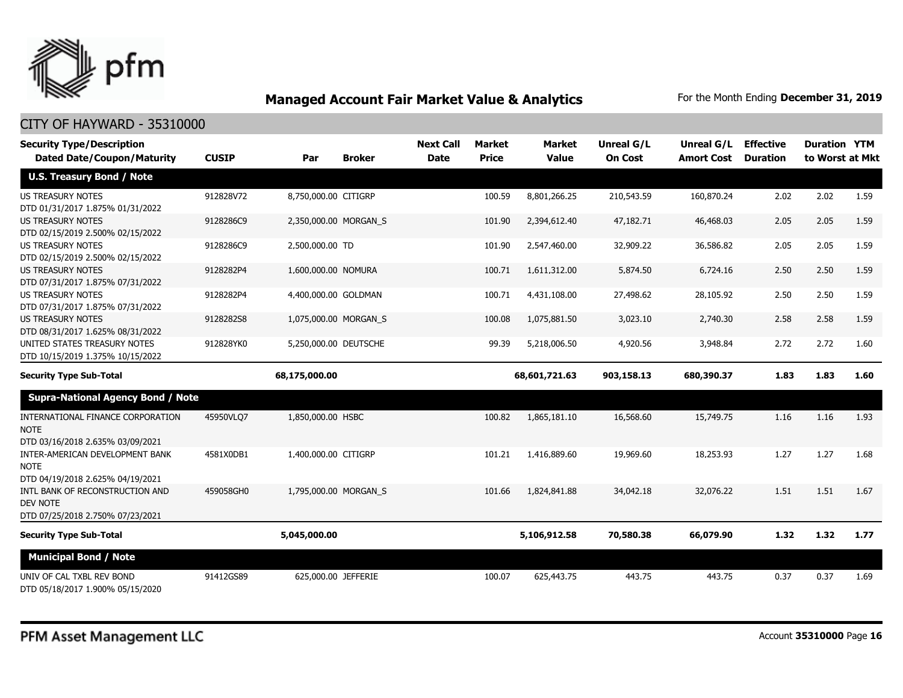## Managed Account Fair Market Value & Analytics

For the Month Ending **December 31, 2019**

CITY OF HAYWARD - 35310000

| Security Type/Description Dated Date/Coupon/Maturity | CUSIP | Par | Broker | Next Call Date | Market Price | Market Value | Unreal G/L On Cost | Unreal G/L Amort Cost | Effective Duration | Duration to Worst | YTM at Mkt |
|---|---|---|---|---|---|---|---|---|---|---|---|
| **U.S. Treasury Bond / Note** | | | | | | | | | | | |
| US TREASURY NOTES DTD 01/31/2017 1.875% 01/31/2022 | 912828V72 | 8,750,000.00 | CITIGRP | | 100.59 | 8,801,266.25 | 210,543.59 | 160,870.24 | 2.02 | 2.02 | 1.59 |
| US TREASURY NOTES DTD 02/15/2019 2.500% 02/15/2022 | 9128286C9 | 2,350,000.00 | MORGAN_S | | 101.90 | 2,394,612.40 | 47,182.71 | 46,468.03 | 2.05 | 2.05 | 1.59 |
| US TREASURY NOTES DTD 02/15/2019 2.500% 02/15/2022 | 9128286C9 | 2,500,000.00 | TD | | 101.90 | 2,547,460.00 | 32,909.22 | 36,586.82 | 2.05 | 2.05 | 1.59 |
| US TREASURY NOTES DTD 07/31/2017 1.875% 07/31/2022 | 9128282P4 | 1,600,000.00 | NOMURA | | 100.71 | 1,611,312.00 | 5,874.50 | 6,724.16 | 2.50 | 2.50 | 1.59 |
| US TREASURY NOTES DTD 07/31/2017 1.875% 07/31/2022 | 9128282P4 | 4,400,000.00 | GOLDMAN | | 100.71 | 4,431,108.00 | 27,498.62 | 28,105.92 | 2.50 | 2.50 | 1.59 |
| US TREASURY NOTES DTD 08/31/2017 1.625% 08/31/2022 | 9128282S8 | 1,075,000.00 | MORGAN_S | | 100.08 | 1,075,881.50 | 3,023.10 | 2,740.30 | 2.58 | 2.58 | 1.59 |
| UNITED STATES TREASURY NOTES DTD 10/15/2019 1.375% 10/15/2022 | 912828YK0 | 5,250,000.00 | DEUTSCHE | | 99.39 | 5,218,006.50 | 4,920.56 | 3,948.84 | 2.72 | 2.72 | 1.60 |
| **Security Type Sub-Total** | | **68,175,000.00** | | | | **68,601,721.63** | **903,158.13** | **680,390.37** | **1.83** | **1.83** | **1.60** |
| **Supra-National Agency Bond / Note** | | | | | | | | | | | |
| INTERNATIONAL FINANCE CORPORATION NOTE DTD 03/16/2018 2.635% 03/09/2021 | 45950VLQ7 | 1,850,000.00 | HSBC | | 100.82 | 1,865,181.10 | 16,568.60 | 15,749.75 | 1.16 | 1.16 | 1.93 |
| INTER-AMERICAN DEVELOPMENT BANK NOTE DTD 04/19/2018 2.625% 04/19/2021 | 4581X0DB1 | 1,400,000.00 | CITIGRP | | 101.21 | 1,416,889.60 | 19,969.60 | 18,253.93 | 1.27 | 1.27 | 1.68 |
| INTL BANK OF RECONSTRUCTION AND DEV NOTE DTD 07/25/2018 2.750% 07/23/2021 | 459058GH0 | 1,795,000.00 | MORGAN_S | | 101.66 | 1,824,841.88 | 34,042.18 | 32,076.22 | 1.51 | 1.51 | 1.67 |
| **Security Type Sub-Total** | | **5,045,000.00** | | | | **5,106,912.58** | **70,580.38** | **66,079.90** | **1.32** | **1.32** | **1.77** |
| **Municipal Bond / Note** | | | | | | | | | | | |
| UNIV OF CAL TXBL REV BOND DTD 05/18/2017 1.900% 05/15/2020 | 91412GS89 | 625,000.00 | JEFFERIE | | 100.07 | 625,443.75 | 443.75 | 443.75 | 0.37 | 0.37 | 1.69 |

PFM Asset Management LLC

Account **35310000**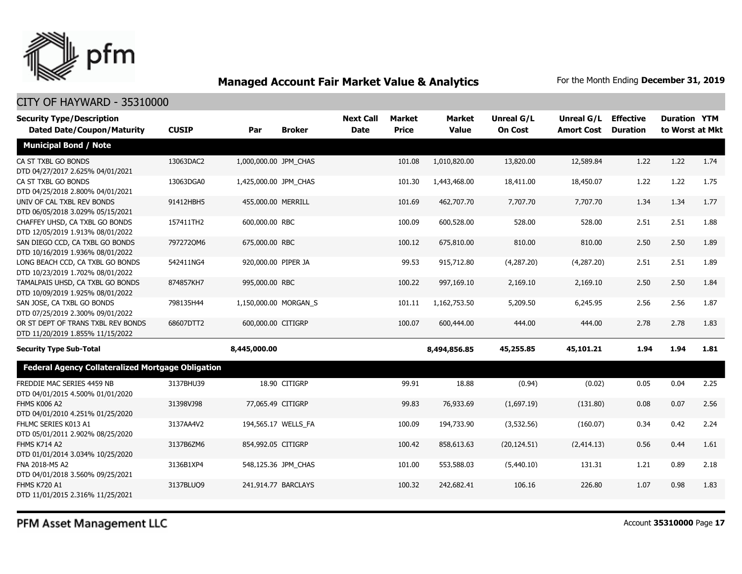# Managed Account Fair Market Value & Analytics

For the Month Ending **December 31, 2019**

## CITY OF HAYWARD - 35310000

| Security Type/Description Dated Date/Coupon/Maturity | CUSIP | Par | Broker | Next Call Date | Market Price | Market Value | Unreal G/L On Cost | Unreal G/L Amort Cost | Effective Duration | Duration to Worst | YTM at Mkt |
|---|---|---|---|---|---|---|---|---|---|---|---|
| **Municipal Bond / Note** | | | | | | | | | | | |
| CA ST TXBL GO BONDS DTD 04/27/2017 2.625% 04/01/2021 | 13063DAC2 | 1,000,000.00 | JPM_CHAS | | 101.08 | 1,010,820.00 | 13,820.00 | 12,589.84 | 1.22 | 1.22 | 1.74 |
| CA ST TXBL GO BONDS DTD 04/25/2018 2.800% 04/01/2021 | 13063DGA0 | 1,425,000.00 | JPM_CHAS | | 101.30 | 1,443,468.00 | 18,411.00 | 18,450.07 | 1.22 | 1.22 | 1.75 |
| UNIV OF CAL TXBL REV BONDS DTD 06/05/2018 3.029% 05/15/2021 | 91412HBH5 | 455,000.00 | MERRILL | | 101.69 | 462,707.70 | 7,707.70 | 7,707.70 | 1.34 | 1.34 | 1.77 |
| CHAFFEY UHSD, CA TXBL GO BONDS DTD 12/05/2019 1.913% 08/01/2022 | 157411TH2 | 600,000.00 | RBC | | 100.09 | 600,528.00 | 528.00 | 528.00 | 2.51 | 2.51 | 1.88 |
| SAN DIEGO CCD, CA TXBL GO BONDS DTD 10/16/2019 1.936% 08/01/2022 | 797272QM6 | 675,000.00 | RBC | | 100.12 | 675,810.00 | 810.00 | 810.00 | 2.50 | 2.50 | 1.89 |
| LONG BEACH CCD, CA TXBL GO BONDS DTD 10/23/2019 1.702% 08/01/2022 | 542411NG4 | 920,000.00 | PIPER JA | | 99.53 | 915,712.80 | (4,287.20) | (4,287.20) | 2.51 | 2.51 | 1.89 |
| TAMALPAIS UHSD, CA TXBL GO BONDS DTD 10/09/2019 1.925% 08/01/2022 | 874857KH7 | 995,000.00 | RBC | | 100.22 | 997,169.10 | 2,169.10 | 2,169.10 | 2.50 | 2.50 | 1.84 |
| SAN JOSE, CA TXBL GO BONDS DTD 07/25/2019 2.300% 09/01/2022 | 798135H44 | 1,150,000.00 | MORGAN_S | | 101.11 | 1,162,753.50 | 5,209.50 | 6,245.95 | 2.56 | 2.56 | 1.87 |
| OR ST DEPT OF TRANS TXBL REV BONDS DTD 11/20/2019 1.855% 11/15/2022 | 68607DTT2 | 600,000.00 | CITIGRP | | 100.07 | 600,444.00 | 444.00 | 444.00 | 2.78 | 2.78 | 1.83 |
| **Security Type Sub-Total** | | **8,445,000.00** | | | | **8,494,856.85** | **45,255.85** | **45,101.21** | **1.94** | **1.94** | **1.81** |
| **Federal Agency Collateralized Mortgage Obligation** | | | | | | | | | | | |
| FREDDIE MAC SERIES 4459 NB DTD 04/01/2015 4.500% 01/01/2020 | 3137BHU39 | 18.90 | CITIGRP | | 99.91 | 18.88 | (0.94) | (0.02) | 0.05 | 0.04 | 2.25 |
| FHMS K006 A2 DTD 04/01/2010 4.251% 01/25/2020 | 31398VJ98 | 77,065.49 | CITIGRP | | 99.83 | 76,933.69 | (1,697.19) | (131.80) | 0.08 | 0.07 | 2.56 |
| FHLMC SERIES K013 A1 DTD 05/01/2011 2.902% 08/25/2020 | 3137AA4V2 | 194,565.17 | WELLS_FA | | 100.09 | 194,733.90 | (3,532.56) | (160.07) | 0.34 | 0.42 | 2.24 |
| FHMS K714 A2 DTD 01/01/2014 3.034% 10/25/2020 | 3137B6ZM6 | 854,992.05 | CITIGRP | | 100.42 | 858,613.63 | (20,124.51) | (2,414.13) | 0.56 | 0.44 | 1.61 |
| FNA 2018-M5 A2 DTD 04/01/2018 3.560% 09/25/2021 | 3136B1XP4 | 548,125.36 | JPM_CHAS | | 101.00 | 553,588.03 | (5,440.10) | 131.31 | 1.21 | 0.89 | 2.18 |
| FHMS K720 A1 DTD 11/01/2015 2.316% 11/25/2021 | 3137BLUQ9 | 241,914.77 | BARCLAYS | | 100.32 | 242,682.41 | 106.16 | 226.80 | 1.07 | 0.98 | 1.83 |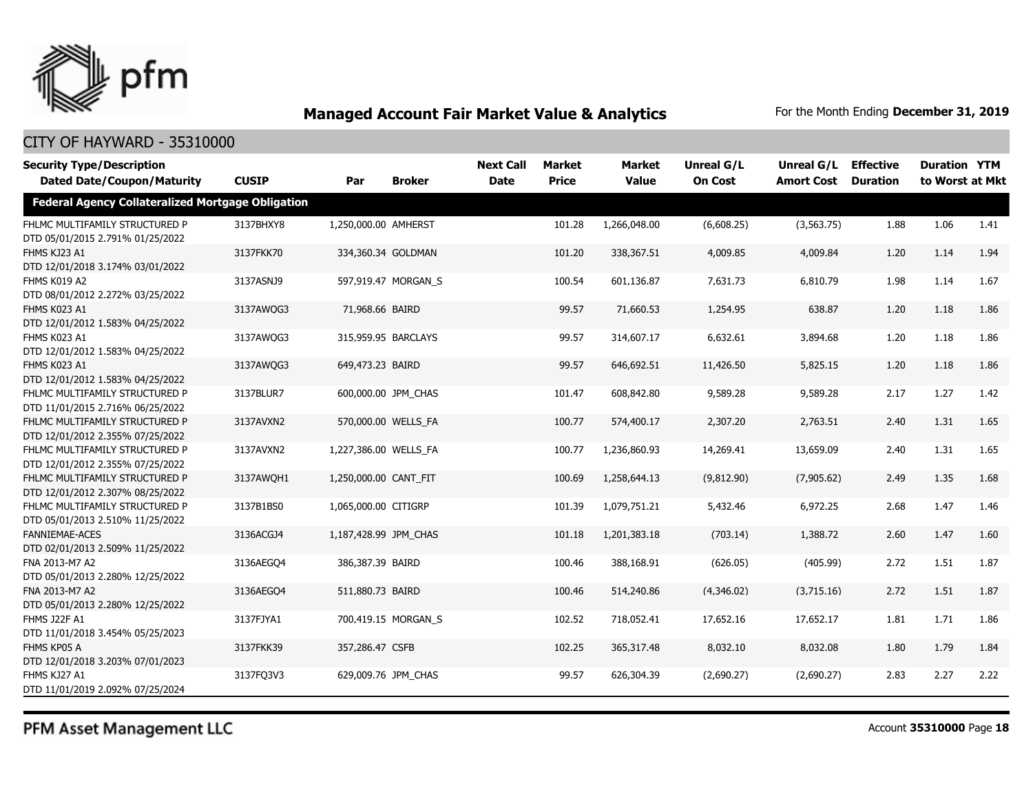## Managed Account Fair Market Value & Analytics

For the Month Ending **December 31, 2019**

CITY OF HAYWARD - 35310000

| Security Type/Description Dated Date/Coupon/Maturity | CUSIP | Par | Broker | Next Call Date | Market Price | Market Value | Unreal G/L On Cost | Unreal G/L Amort Cost | Effective Duration | Duration to Worst | YTM at Mkt |
|---|---|---|---|---|---|---|---|---|---|---|---|
| **Federal Agency Collateralized Mortgage Obligation** | | | | | | | | | | | |
| FHLMC MULTIFAMILY STRUCTURED P DTD 05/01/2015 2.791% 01/25/2022 | 3137BHXY8 | 1,250,000.00 | AMHERST | | 101.28 | 1,266,048.00 | (6,608.25) | (3,563.75) | 1.88 | 1.06 | 1.41 |
| FHMS KJ23 A1 DTD 12/01/2018 3.174% 03/01/2022 | 3137FKK70 | 334,360.34 | GOLDMAN | | 101.20 | 338,367.51 | 4,009.85 | 4,009.84 | 1.20 | 1.14 | 1.94 |
| FHMS K019 A2 DTD 08/01/2012 2.272% 03/25/2022 | 3137ASNJ9 | 597,919.47 | MORGAN_S | | 100.54 | 601,136.87 | 7,631.73 | 6,810.79 | 1.98 | 1.14 | 1.67 |
| FHMS K023 A1 DTD 12/01/2012 1.583% 04/25/2022 | 3137AWQG3 | 71,968.66 | BAIRD | | 99.57 | 71,660.53 | 1,254.95 | 638.87 | 1.20 | 1.18 | 1.86 |
| FHMS K023 A1 DTD 12/01/2012 1.583% 04/25/2022 | 3137AWQG3 | 315,959.95 | BARCLAYS | | 99.57 | 314,607.17 | 6,632.61 | 3,894.68 | 1.20 | 1.18 | 1.86 |
| FHMS K023 A1 DTD 12/01/2012 1.583% 04/25/2022 | 3137AWQG3 | 649,473.23 | BAIRD | | 99.57 | 646,692.51 | 11,426.50 | 5,825.15 | 1.20 | 1.18 | 1.86 |
| FHLMC MULTIFAMILY STRUCTURED P DTD 11/01/2015 2.716% 06/25/2022 | 3137BLUR7 | 600,000.00 | JPM_CHAS | | 101.47 | 608,842.80 | 9,589.28 | 9,589.28 | 2.17 | 1.27 | 1.42 |
| FHLMC MULTIFAMILY STRUCTURED P DTD 12/01/2012 2.355% 07/25/2022 | 3137AVXN2 | 570,000.00 | WELLS_FA | | 100.77 | 574,400.17 | 2,307.20 | 2,763.51 | 2.40 | 1.31 | 1.65 |
| FHLMC MULTIFAMILY STRUCTURED P DTD 12/01/2012 2.355% 07/25/2022 | 3137AVXN2 | 1,227,386.00 | WELLS_FA | | 100.77 | 1,236,860.93 | 14,269.41 | 13,659.09 | 2.40 | 1.31 | 1.65 |
| FHLMC MULTIFAMILY STRUCTURED P DTD 12/01/2012 2.307% 08/25/2022 | 3137AWQH1 | 1,250,000.00 | CANT_FIT | | 100.69 | 1,258,644.13 | (9,812.90) | (7,905.62) | 2.49 | 1.35 | 1.68 |
| FHLMC MULTIFAMILY STRUCTURED P DTD 05/01/2013 2.510% 11/25/2022 | 3137B1BS0 | 1,065,000.00 | CITIGRP | | 101.39 | 1,079,751.21 | 5,432.46 | 6,972.25 | 2.68 | 1.47 | 1.46 |
| FANNIEMAE-ACES DTD 02/01/2013 2.509% 11/25/2022 | 3136ACGJ4 | 1,187,428.99 | JPM_CHAS | | 101.18 | 1,201,383.18 | (703.14) | 1,388.72 | 2.60 | 1.47 | 1.60 |
| FNA 2013-M7 A2 DTD 05/01/2013 2.280% 12/25/2022 | 3136AEGQ4 | 386,387.39 | BAIRD | | 100.46 | 388,168.91 | (626.05) | (405.99) | 2.72 | 1.51 | 1.87 |
| FNA 2013-M7 A2 DTD 05/01/2013 2.280% 12/25/2022 | 3136AEGQ4 | 511,880.73 | BAIRD | | 100.46 | 514,240.86 | (4,346.02) | (3,715.16) | 2.72 | 1.51 | 1.87 |
| FHMS J22F A1 DTD 11/01/2018 3.454% 05/25/2023 | 3137FJYA1 | 700,419.15 | MORGAN_S | | 102.52 | 718,052.41 | 17,652.16 | 17,652.17 | 1.81 | 1.71 | 1.86 |
| FHMS KP05 A DTD 12/01/2018 3.203% 07/01/2023 | 3137FKK39 | 357,286.47 | CSFB | | 102.25 | 365,317.48 | 8,032.10 | 8,032.08 | 1.80 | 1.79 | 1.84 |
| FHMS KJ27 A1 DTD 11/01/2019 2.092% 07/25/2024 | 3137FQ3V3 | 629,009.76 | JPM_CHAS | | 99.57 | 626,304.39 | (2,690.27) | (2,690.27) | 2.83 | 2.27 | 2.22 |

PFM Asset Management LLC

Account **35310000**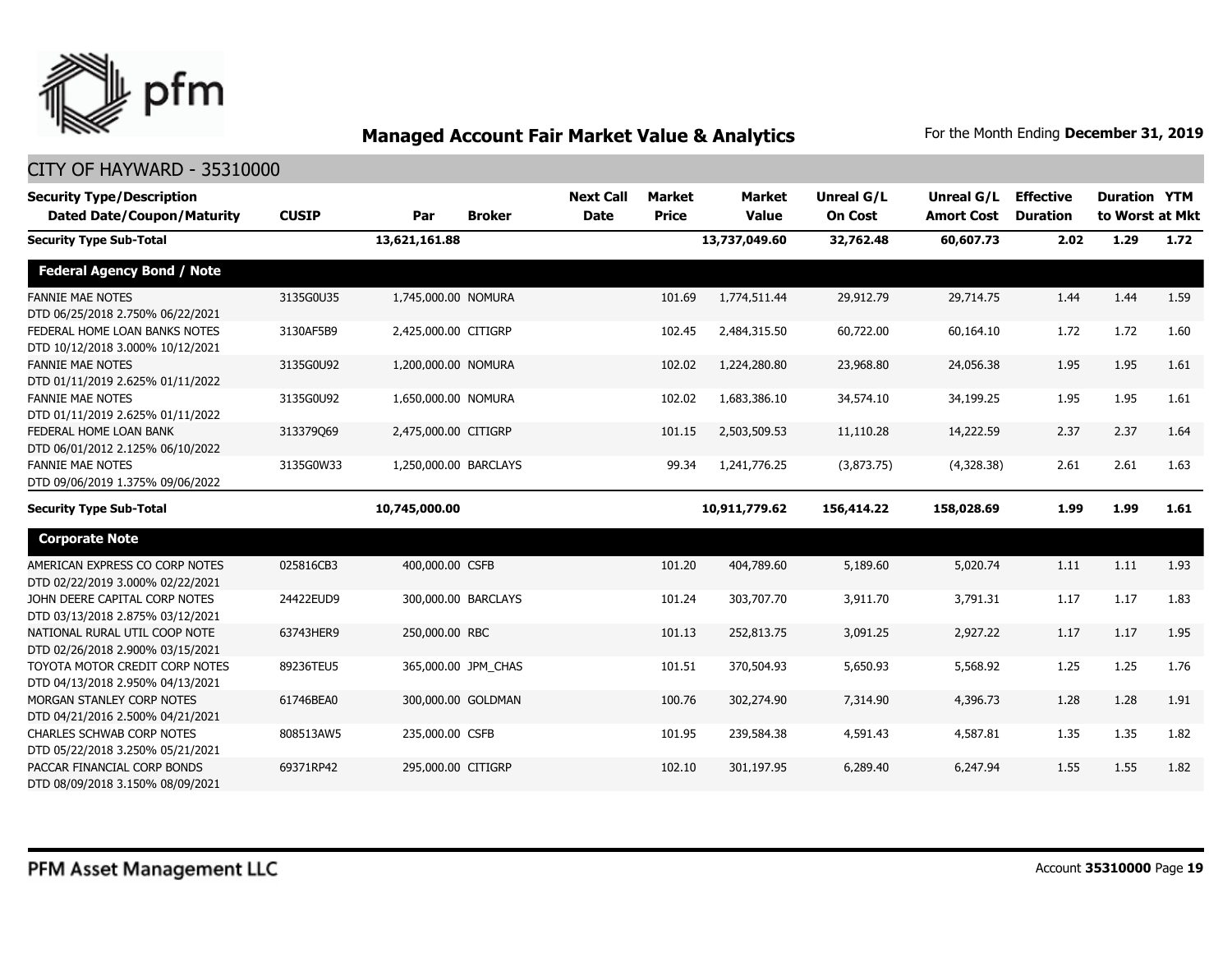## Managed Account Fair Market Value & Analytics

For the Month Ending **December 31, 2019**

CITY OF HAYWARD - 35310000

| Security Type/Description Dated Date/Coupon/Maturity | CUSIP | Par | Broker | Next Call Date | Market Price | Market Value | Unreal G/L On Cost | Unreal G/L Amort Cost | Effective Duration | Duration to Worst | YTM at Mkt |
|---|---|---|---|---|---|---|---|---|---|---|---|
| **Security Type Sub-Total** | | **13,621,161.88** | | | | **13,737,049.60** | **32,762.48** | **60,607.73** | **2.02** | **1.29** | **1.72** |
| **Federal Agency Bond / Note** | | | | | | | | | | | |
| FANNIE MAE NOTES DTD 06/25/2018 2.750% 06/22/2021 | 3135G0U35 | 1,745,000.00 | NOMURA | | 101.69 | 1,774,511.44 | 29,912.79 | 29,714.75 | 1.44 | 1.44 | 1.59 |
| FEDERAL HOME LOAN BANKS NOTES DTD 10/12/2018 3.000% 10/12/2021 | 3130AF5B9 | 2,425,000.00 | CITIGRP | | 102.45 | 2,484,315.50 | 60,722.00 | 60,164.10 | 1.72 | 1.72 | 1.60 |
| FANNIE MAE NOTES DTD 01/11/2019 2.625% 01/11/2022 | 3135G0U92 | 1,200,000.00 | NOMURA | | 102.02 | 1,224,280.80 | 23,968.80 | 24,056.38 | 1.95 | 1.95 | 1.61 |
| FANNIE MAE NOTES DTD 01/11/2019 2.625% 01/11/2022 | 3135G0U92 | 1,650,000.00 | NOMURA | | 102.02 | 1,683,386.10 | 34,574.10 | 34,199.25 | 1.95 | 1.95 | 1.61 |
| FEDERAL HOME LOAN BANK DTD 06/01/2012 2.125% 06/10/2022 | 313379Q69 | 2,475,000.00 | CITIGRP | | 101.15 | 2,503,509.53 | 11,110.28 | 14,222.59 | 2.37 | 2.37 | 1.64 |
| FANNIE MAE NOTES DTD 09/06/2019 1.375% 09/06/2022 | 3135G0W33 | 1,250,000.00 | BARCLAYS | | 99.34 | 1,241,776.25 | (3,873.75) | (4,328.38) | 2.61 | 2.61 | 1.63 |
| **Security Type Sub-Total** | | **10,745,000.00** | | | | **10,911,779.62** | **156,414.22** | **158,028.69** | **1.99** | **1.99** | **1.61** |
| **Corporate Note** | | | | | | | | | | | |
| AMERICAN EXPRESS CO CORP NOTES DTD 02/22/2019 3.000% 02/22/2021 | 025816CB3 | 400,000.00 | CSFB | | 101.20 | 404,789.60 | 5,189.60 | 5,020.74 | 1.11 | 1.11 | 1.93 |
| JOHN DEERE CAPITAL CORP NOTES DTD 03/13/2018 2.875% 03/12/2021 | 24422EUD9 | 300,000.00 | BARCLAYS | | 101.24 | 303,707.70 | 3,911.70 | 3,791.31 | 1.17 | 1.17 | 1.83 |
| NATIONAL RURAL UTIL COOP NOTE DTD 02/26/2018 2.900% 03/15/2021 | 63743HER9 | 250,000.00 | RBC | | 101.13 | 252,813.75 | 3,091.25 | 2,927.22 | 1.17 | 1.17 | 1.95 |
| TOYOTA MOTOR CREDIT CORP NOTES DTD 04/13/2018 2.950% 04/13/2021 | 89236TEU5 | 365,000.00 | JPM_CHAS | | 101.51 | 370,504.93 | 5,650.93 | 5,568.92 | 1.25 | 1.25 | 1.76 |
| MORGAN STANLEY CORP NOTES DTD 04/21/2016 2.500% 04/21/2021 | 61746BEA0 | 300,000.00 | GOLDMAN | | 100.76 | 302,274.90 | 7,314.90 | 4,396.73 | 1.28 | 1.28 | 1.91 |
| CHARLES SCHWAB CORP NOTES DTD 05/22/2018 3.250% 05/21/2021 | 808513AW5 | 235,000.00 | CSFB | | 101.95 | 239,584.38 | 4,591.43 | 4,587.81 | 1.35 | 1.35 | 1.82 |
| PACCAR FINANCIAL CORP BONDS DTD 08/09/2018 3.150% 08/09/2021 | 69371RP42 | 295,000.00 | CITIGRP | | 102.10 | 301,197.95 | 6,289.40 | 6,247.94 | 1.55 | 1.55 | 1.82 |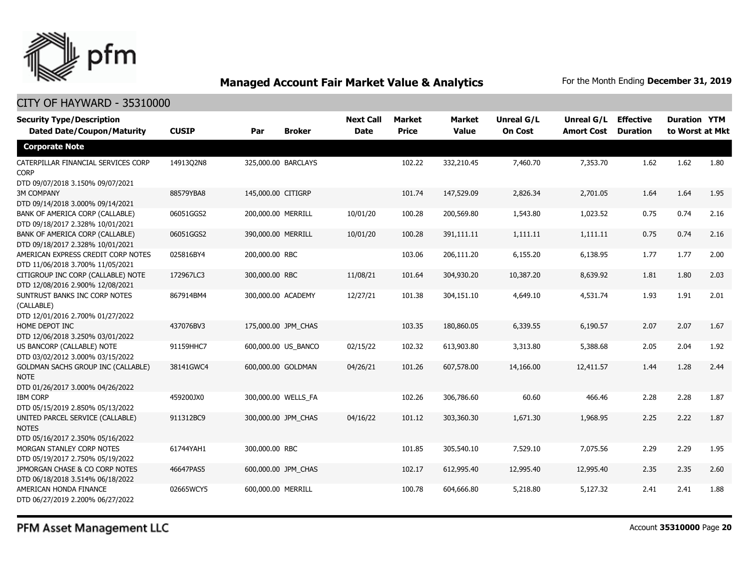## Managed Account Fair Market Value & Analytics

For the Month Ending **December 31, 2019**

CITY OF HAYWARD - 35310000

| Security Type/Description Dated Date/Coupon/Maturity | CUSIP | Par | Broker | Next Call Date | Market Price | Market Value | Unreal G/L On Cost | Unreal G/L Amort Cost | Effective Duration | Duration to Worst | YTM at Mkt |
|---|---|---|---|---|---|---|---|---|---|---|---|
| **Corporate Note** | | | | | | | | | | | |
| CATERPILLAR FINANCIAL SERVICES CORP CORP DTD 09/07/2018 3.150% 09/07/2021 | 14913Q2N8 | 325,000.00 | BARCLAYS | | 102.22 | 332,210.45 | 7,460.70 | 7,353.70 | 1.62 | 1.62 | 1.80 |
| 3M COMPANY DTD 09/14/2018 3.000% 09/14/2021 | 88579YBA8 | 145,000.00 | CITIGRP | | 101.74 | 147,529.09 | 2,826.34 | 2,701.05 | 1.64 | 1.64 | 1.95 |
| BANK OF AMERICA CORP (CALLABLE) DTD 09/18/2017 2.328% 10/01/2021 | 06051GGS2 | 200,000.00 | MERRILL | 10/01/20 | 100.28 | 200,569.80 | 1,543.80 | 1,023.52 | 0.75 | 0.74 | 2.16 |
| BANK OF AMERICA CORP (CALLABLE) DTD 09/18/2017 2.328% 10/01/2021 | 06051GGS2 | 390,000.00 | MERRILL | 10/01/20 | 100.28 | 391,111.11 | 1,111.11 | 1,111.11 | 0.75 | 0.74 | 2.16 |
| AMERICAN EXPRESS CREDIT CORP NOTES DTD 11/06/2018 3.700% 11/05/2021 | 025816BY4 | 200,000.00 | RBC | | 103.06 | 206,111.20 | 6,155.20 | 6,138.95 | 1.77 | 1.77 | 2.00 |
| CITIGROUP INC CORP (CALLABLE) NOTE DTD 12/08/2016 2.900% 12/08/2021 | 172967LC3 | 300,000.00 | RBC | 11/08/21 | 101.64 | 304,930.20 | 10,387.20 | 8,639.92 | 1.81 | 1.80 | 2.03 |
| SUNTRUST BANKS INC CORP NOTES (CALLABLE) DTD 12/01/2016 2.700% 01/27/2022 | 867914BM4 | 300,000.00 | ACADEMY | 12/27/21 | 101.38 | 304,151.10 | 4,649.10 | 4,531.74 | 1.93 | 1.91 | 2.01 |
| HOME DEPOT INC DTD 12/06/2018 3.250% 03/01/2022 | 437076BV3 | 175,000.00 | JPM_CHAS | | 103.35 | 180,860.05 | 6,339.55 | 6,190.57 | 2.07 | 2.07 | 1.67 |
| US BANCORP (CALLABLE) NOTE DTD 03/02/2012 3.000% 03/15/2022 | 91159HHC7 | 600,000.00 | US_BANCO | 02/15/22 | 102.32 | 613,903.80 | 3,313.80 | 5,388.68 | 2.05 | 2.04 | 1.92 |
| GOLDMAN SACHS GROUP INC (CALLABLE) NOTE DTD 01/26/2017 3.000% 04/26/2022 | 38141GWC4 | 600,000.00 | GOLDMAN | 04/26/21 | 101.26 | 607,578.00 | 14,166.00 | 12,411.57 | 1.44 | 1.28 | 2.44 |
| IBM CORP DTD 05/15/2019 2.850% 05/13/2022 | 459200JX0 | 300,000.00 | WELLS_FA | | 102.26 | 306,786.60 | 60.60 | 466.46 | 2.28 | 2.28 | 1.87 |
| UNITED PARCEL SERVICE (CALLABLE) NOTES DTD 05/16/2017 2.350% 05/16/2022 | 911312BC9 | 300,000.00 | JPM_CHAS | 04/16/22 | 101.12 | 303,360.30 | 1,671.30 | 1,968.95 | 2.25 | 2.22 | 1.87 |
| MORGAN STANLEY CORP NOTES DTD 05/19/2017 2.750% 05/19/2022 | 61744YAH1 | 300,000.00 | RBC | | 101.85 | 305,540.10 | 7,529.10 | 7,075.56 | 2.29 | 2.29 | 1.95 |
| JPMORGAN CHASE & CO CORP NOTES DTD 06/18/2018 3.514% 06/18/2022 | 46647PAS5 | 600,000.00 | JPM_CHAS | | 102.17 | 612,995.40 | 12,995.40 | 12,995.40 | 2.35 | 2.35 | 2.60 |
| AMERICAN HONDA FINANCE DTD 06/27/2019 2.200% 06/27/2022 | 02665WCY5 | 600,000.00 | MERRILL | | 100.78 | 604,666.80 | 5,218.80 | 5,127.32 | 2.41 | 2.41 | 1.88 |

PFM Asset Management LLC

Account **35310000**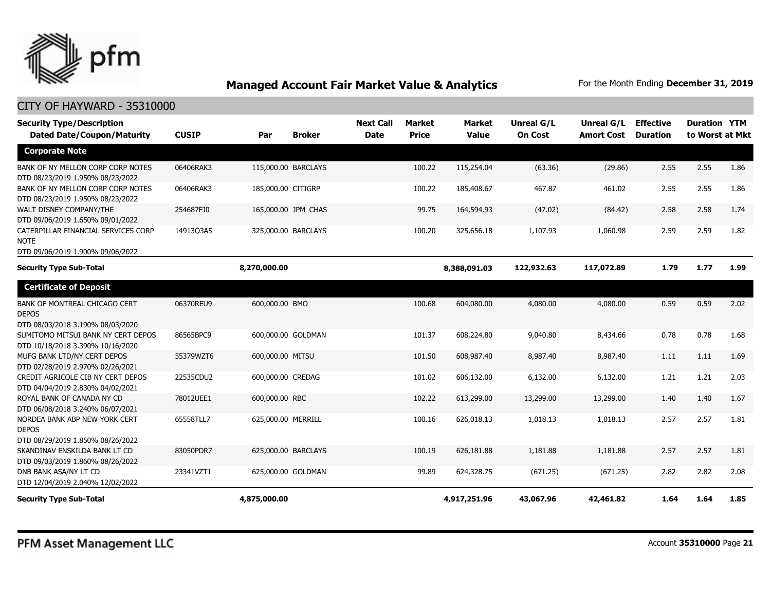# Managed Account Fair Market Value & Analytics

For the Month Ending **December 31, 2019**

## CITY OF HAYWARD - 35310000

| Security Type/Description Dated Date/Coupon/Maturity | CUSIP | Par | Broker | Next Call Date | Market Price | Market Value | Unreal G/L On Cost | Unreal G/L Amort Cost | Effective Duration | Duration to Worst | YTM at Mkt |
|---|---|---|---|---|---|---|---|---|---|---|---|
| **Corporate Note** | | | | | | | | | | | |
| BANK OF NY MELLON CORP CORP NOTES DTD 08/23/2019 1.950% 08/23/2022 | 06406RAK3 | 115,000.00 | BARCLAYS | | 100.22 | 115,254.04 | (63.36) | (29.86) | 2.55 | 2.55 | 1.86 |
| BANK OF NY MELLON CORP CORP NOTES DTD 08/23/2019 1.950% 08/23/2022 | 06406RAK3 | 185,000.00 | CITIGRP | | 100.22 | 185,408.67 | 467.87 | 461.02 | 2.55 | 2.55 | 1.86 |
| WALT DISNEY COMPANY/THE DTD 09/06/2019 1.650% 09/01/2022 | 254687FJ0 | 165,000.00 | JPM_CHAS | | 99.75 | 164,594.93 | (47.02) | (84.42) | 2.58 | 2.58 | 1.74 |
| CATERPILLAR FINANCIAL SERVICES CORP NOTE DTD 09/06/2019 1.900% 09/06/2022 | 14913Q3A5 | 325,000.00 | BARCLAYS | | 100.20 | 325,656.18 | 1,107.93 | 1,060.98 | 2.59 | 2.59 | 1.82 |
| **Security Type Sub-Total** | | **8,270,000.00** | | | | **8,388,091.03** | **122,932.63** | **117,072.89** | **1.79** | **1.77** | **1.99** |
| **Certificate of Deposit** | | | | | | | | | | | |
| BANK OF MONTREAL CHICAGO CERT DEPOS DTD 08/03/2018 3.190% 08/03/2020 | 06370REU9 | 600,000.00 | BMO | | 100.68 | 604,080.00 | 4,080.00 | 4,080.00 | 0.59 | 0.59 | 2.02 |
| SUMITOMO MITSUI BANK NY CERT DEPOS DTD 10/18/2018 3.390% 10/16/2020 | 86565BPC9 | 600,000.00 | GOLDMAN | | 101.37 | 608,224.80 | 9,040.80 | 8,434.66 | 0.78 | 0.78 | 1.68 |
| MUFG BANK LTD/NY CERT DEPOS DTD 02/28/2019 2.970% 02/26/2021 | 55379WZT6 | 600,000.00 | MITSU | | 101.50 | 608,987.40 | 8,987.40 | 8,987.40 | 1.11 | 1.11 | 1.69 |
| CREDIT AGRICOLE CIB NY CERT DEPOS DTD 04/04/2019 2.830% 04/02/2021 | 22535CDU2 | 600,000.00 | CREDAG | | 101.02 | 606,132.00 | 6,132.00 | 6,132.00 | 1.21 | 1.21 | 2.03 |
| ROYAL BANK OF CANADA NY CD DTD 06/08/2018 3.240% 06/07/2021 | 78012UEE1 | 600,000.00 | RBC | | 102.22 | 613,299.00 | 13,299.00 | 13,299.00 | 1.40 | 1.40 | 1.67 |
| NORDEA BANK ABP NEW YORK CERT DEPOS DTD 08/29/2019 1.850% 08/26/2022 | 65558TLL7 | 625,000.00 | MERRILL | | 100.16 | 626,018.13 | 1,018.13 | 1,018.13 | 2.57 | 2.57 | 1.81 |
| SKANDINAV ENSKILDA BANK LT CD DTD 09/03/2019 1.860% 08/26/2022 | 83050PDR7 | 625,000.00 | BARCLAYS | | 100.19 | 626,181.88 | 1,181.88 | 1,181.88 | 2.57 | 2.57 | 1.81 |
| DNB BANK ASA/NY LT CD DTD 12/04/2019 2.040% 12/02/2022 | 23341VZT1 | 625,000.00 | GOLDMAN | | 99.89 | 624,328.75 | (671.25) | (671.25) | 2.82 | 2.82 | 2.08 |
| **Security Type Sub-Total** | | **4,875,000.00** | | | | **4,917,251.96** | **43,067.96** | **42,461.82** | **1.64** | **1.64** | **1.85** |

PFM Asset Management LLC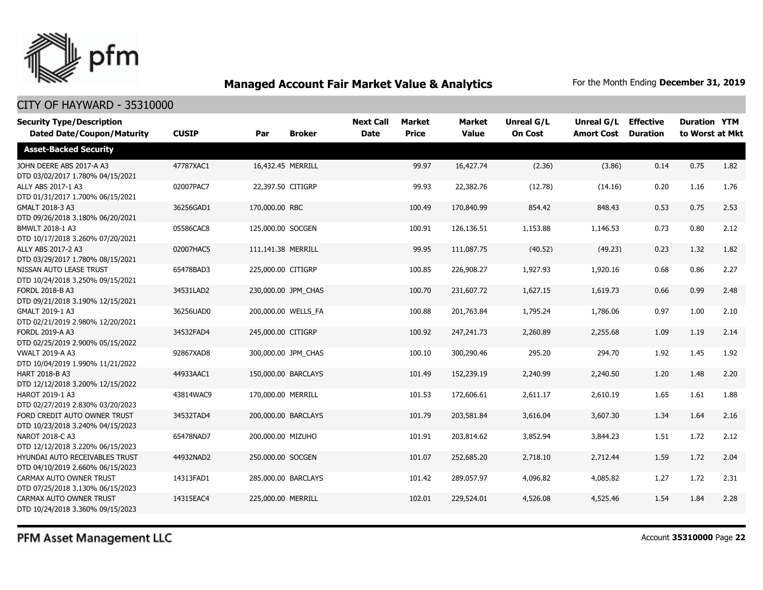# Managed Account Fair Market Value & Analytics

For the Month Ending **December 31, 2019**

## CITY OF HAYWARD - 35310000

| Security Type/Description<br>Dated Date/Coupon/Maturity | CUSIP | Par | Broker | Next Call Date | Market Price | Market Value | Unreal G/L On Cost | Unreal G/L Amort Cost | Effective Duration | Duration to Worst | YTM at Mkt |
|---|---|---|---|---|---|---|---|---|---|---|---|
| **Asset-Backed Security** | | | | | | | | | | | |
| JOHN DEERE ABS 2017-A A3<br>DTD 03/02/2017 1.780% 04/15/2021 | 47787XAC1 | 16,432.45 | MERRILL | | 99.97 | 16,427.74 | (2.36) | (3.86) | 0.14 | 0.75 | 1.82 |
| ALLY ABS 2017-1 A3<br>DTD 01/31/2017 1.700% 06/15/2021 | 02007PAC7 | 22,397.50 | CITIGRP | | 99.93 | 22,382.76 | (12.78) | (14.16) | 0.20 | 1.16 | 1.76 |
| GMALT 2018-3 A3<br>DTD 09/26/2018 3.180% 06/20/2021 | 36256GAD1 | 170,000.00 | RBC | | 100.49 | 170,840.99 | 854.42 | 848.43 | 0.53 | 0.75 | 2.53 |
| BMWLT 2018-1 A3<br>DTD 10/17/2018 3.260% 07/20/2021 | 05586CAC8 | 125,000.00 | SOCGEN | | 100.91 | 126,136.51 | 1,153.88 | 1,146.53 | 0.73 | 0.80 | 2.12 |
| ALLY ABS 2017-2 A3<br>DTD 03/29/2017 1.780% 08/15/2021 | 02007HAC5 | 111,141.38 | MERRILL | | 99.95 | 111,087.75 | (40.52) | (49.23) | 0.23 | 1.32 | 1.82 |
| NISSAN AUTO LEASE TRUST<br>DTD 10/24/2018 3.250% 09/15/2021 | 65478BAD3 | 225,000.00 | CITIGRP | | 100.85 | 226,908.27 | 1,927.93 | 1,920.16 | 0.68 | 0.86 | 2.27 |
| FORDL 2018-B A3<br>DTD 09/21/2018 3.190% 12/15/2021 | 34531LAD2 | 230,000.00 | JPM_CHAS | | 100.70 | 231,607.72 | 1,627.15 | 1,619.73 | 0.66 | 0.99 | 2.48 |
| GMALT 2019-1 A3<br>DTD 02/21/2019 2.980% 12/20/2021 | 36256UAD0 | 200,000.00 | WELLS_FA | | 100.88 | 201,763.84 | 1,795.24 | 1,786.06 | 0.97 | 1.00 | 2.10 |
| FORDL 2019-A A3<br>DTD 02/25/2019 2.900% 05/15/2022 | 34532FAD4 | 245,000.00 | CITIGRP | | 100.92 | 247,241.73 | 2,260.89 | 2,255.68 | 1.09 | 1.19 | 2.14 |
| VWALT 2019-A A3<br>DTD 10/04/2019 1.990% 11/21/2022 | 92867XAD8 | 300,000.00 | JPM_CHAS | | 100.10 | 300,290.46 | 295.20 | 294.70 | 1.92 | 1.45 | 1.92 |
| HART 2018-B A3<br>DTD 12/12/2018 3.200% 12/15/2022 | 44933AAC1 | 150,000.00 | BARCLAYS | | 101.49 | 152,239.19 | 2,240.99 | 2,240.50 | 1.20 | 1.48 | 2.20 |
| HAROT 2019-1 A3<br>DTD 02/27/2019 2.830% 03/20/2023 | 43814WAC9 | 170,000.00 | MERRILL | | 101.53 | 172,606.61 | 2,611.17 | 2,610.19 | 1.65 | 1.61 | 1.88 |
| FORD CREDIT AUTO OWNER TRUST<br>DTD 10/23/2018 3.240% 04/15/2023 | 34532TAD4 | 200,000.00 | BARCLAYS | | 101.79 | 203,581.84 | 3,616.04 | 3,607.30 | 1.34 | 1.64 | 2.16 |
| NAROT 2018-C A3<br>DTD 12/12/2018 3.220% 06/15/2023 | 65478NAD7 | 200,000.00 | MIZUHO | | 101.91 | 203,814.62 | 3,852.94 | 3,844.23 | 1.51 | 1.72 | 2.12 |
| HYUNDAI AUTO RECEIVABLES TRUST<br>DTD 04/10/2019 2.660% 06/15/2023 | 44932NAD2 | 250,000.00 | SOCGEN | | 101.07 | 252,685.20 | 2,718.10 | 2,712.44 | 1.59 | 1.72 | 2.04 |
| CARMAX AUTO OWNER TRUST<br>DTD 07/25/2018 3.130% 06/15/2023 | 14313FAD1 | 285,000.00 | BARCLAYS | | 101.42 | 289,057.97 | 4,096.82 | 4,085.82 | 1.27 | 1.72 | 2.31 |
| CARMAX AUTO OWNER TRUST<br>DTD 10/24/2018 3.360% 09/15/2023 | 14315EAC4 | 225,000.00 | MERRILL | | 102.01 | 229,524.01 | 4,526.08 | 4,525.46 | 1.54 | 1.84 | 2.28 |

PFM Asset Management LLC

Account **35310000**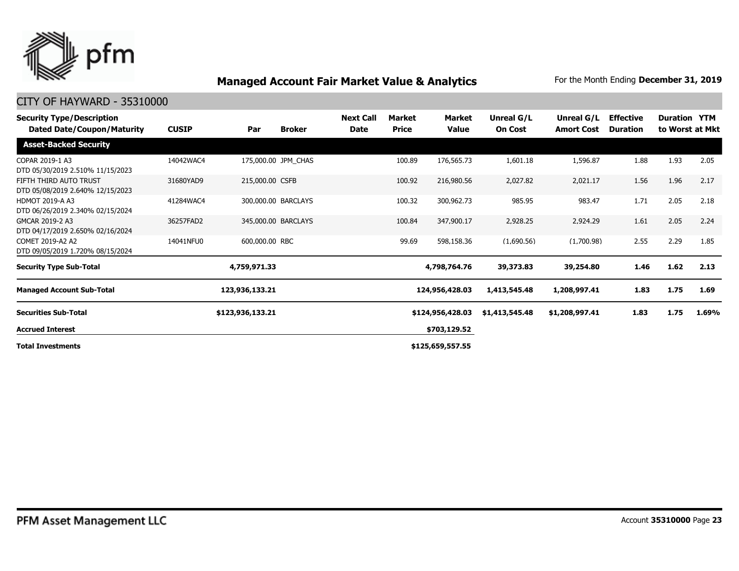# Managed Account Fair Market Value & Analytics

For the Month Ending **December 31, 2019**

## CITY OF HAYWARD - 35310000

| Security Type/Description Dated Date/Coupon/Maturity | CUSIP | Par | Broker | Next Call Date | Market Price | Market Value | Unreal G/L On Cost | Unreal G/L Amort Cost | Effective Duration | Duration to Worst | YTM at Mkt |
|---|---|---|---|---|---|---|---|---|---|---|---|
| **Asset-Backed Security** | | | | | | | | | | | |
| COPAR 2019-1 A3 DTD 05/30/2019 2.510% 11/15/2023 | 14042WAC4 | 175,000.00 | JPM_CHAS | | 100.89 | 176,565.73 | 1,601.18 | 1,596.87 | 1.88 | 1.93 | 2.05 |
| FIFTH THIRD AUTO TRUST DTD 05/08/2019 2.640% 12/15/2023 | 31680YAD9 | 215,000.00 | CSFB | | 100.92 | 216,980.56 | 2,027.82 | 2,021.17 | 1.56 | 1.96 | 2.17 |
| HDMOT 2019-A A3 DTD 06/26/2019 2.340% 02/15/2024 | 41284WAC4 | 300,000.00 | BARCLAYS | | 100.32 | 300,962.73 | 985.95 | 983.47 | 1.71 | 2.05 | 2.18 |
| GMCAR 2019-2 A3 DTD 04/17/2019 2.650% 02/16/2024 | 36257FAD2 | 345,000.00 | BARCLAYS | | 100.84 | 347,900.17 | 2,928.25 | 2,924.29 | 1.61 | 2.05 | 2.24 |
| COMET 2019-A2 A2 DTD 09/05/2019 1.720% 08/15/2024 | 14041NFU0 | 600,000.00 | RBC | | 99.69 | 598,158.36 | (1,690.56) | (1,700.98) | 2.55 | 2.29 | 1.85 |
| **Security Type Sub-Total** | | **4,759,971.33** | | | | **4,798,764.76** | **39,373.83** | **39,254.80** | **1.46** | **1.62** | **2.13** |
| **Managed Account Sub-Total** | | **123,936,133.21** | | | | **124,956,428.03** | **1,413,545.48** | **1,208,997.41** | **1.83** | **1.75** | **1.69** |
| **Securities Sub-Total** | | **$123,936,133.21** | | | | **$124,956,428.03** | **$1,413,545.48** | **$1,208,997.41** | **1.83** | **1.75** | **1.69%** |
| **Accrued Interest** | | | | | | **$703,129.52** | | | | | |
| **Total Investments** | | | | | | **$125,659,557.55** | | | | | |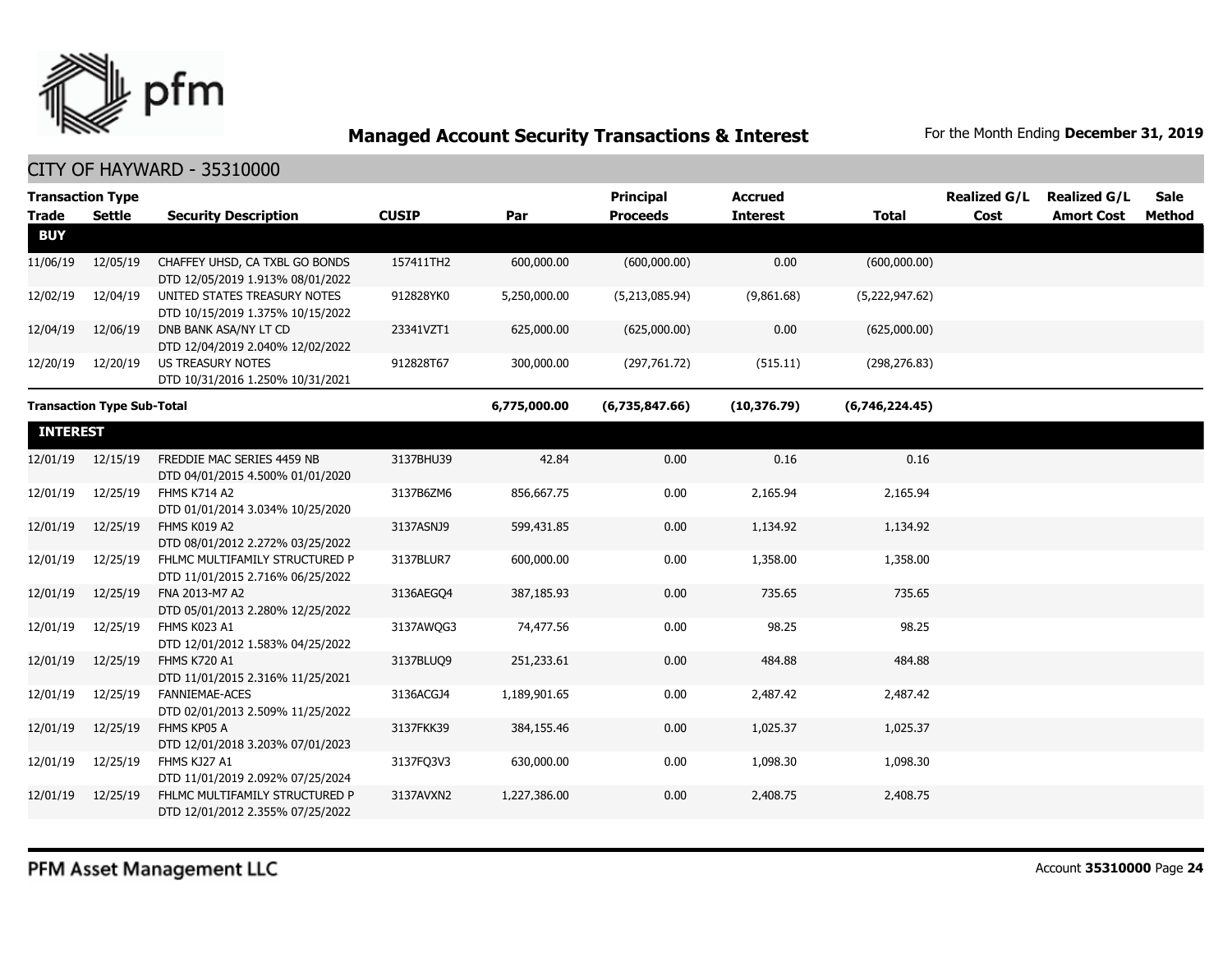# Managed Account Security Transactions & Interest

For the Month Ending **December 31, 2019**

## CITY OF HAYWARD - 35310000

| Transaction Type Trade | Settle | Security Description | CUSIP | Par | Principal Proceeds | Accrued Interest | Total | Realized G/L Cost | Realized G/L Amort Cost | Sale Method |
|---|---|---|---|---|---|---|---|---|---|---|
| **BUY** | | | | | | | | | | |
| 11/06/19 | 12/05/19 | CHAFFEY UHSD, CA TXBL GO BONDS DTD 12/05/2019 1.913% 08/01/2022 | 157411TH2 | 600,000.00 | (600,000.00) | 0.00 | (600,000.00) | | | |
| 12/02/19 | 12/04/19 | UNITED STATES TREASURY NOTES DTD 10/15/2019 1.375% 10/15/2022 | 912828YK0 | 5,250,000.00 | (5,213,085.94) | (9,861.68) | (5,222,947.62) | | | |
| 12/04/19 | 12/06/19 | DNB BANK ASA/NY LT CD DTD 12/04/2019 2.040% 12/02/2022 | 23341VZT1 | 625,000.00 | (625,000.00) | 0.00 | (625,000.00) | | | |
| 12/20/19 | 12/20/19 | US TREASURY NOTES DTD 10/31/2016 1.250% 10/31/2021 | 912828T67 | 300,000.00 | (297,761.72) | (515.11) | (298,276.83) | | | |
| **Transaction Type Sub-Total** | | | | **6,775,000.00** | **(6,735,847.66)** | **(10,376.79)** | **(6,746,224.45)** | | | |
| **INTEREST** | | | | | | | | | | |
| 12/01/19 | 12/15/19 | FREDDIE MAC SERIES 4459 NB DTD 04/01/2015 4.500% 01/01/2020 | 3137BHU39 | 42.84 | 0.00 | 0.16 | 0.16 | | | |
| 12/01/19 | 12/25/19 | FHMS K714 A2 DTD 01/01/2014 3.034% 10/25/2020 | 3137B6ZM6 | 856,667.75 | 0.00 | 2,165.94 | 2,165.94 | | | |
| 12/01/19 | 12/25/19 | FHMS K019 A2 DTD 08/01/2012 2.272% 03/25/2022 | 3137ASNJ9 | 599,431.85 | 0.00 | 1,134.92 | 1,134.92 | | | |
| 12/01/19 | 12/25/19 | FHLMC MULTIFAMILY STRUCTURED P DTD 11/01/2015 2.716% 06/25/2022 | 3137BLUR7 | 600,000.00 | 0.00 | 1,358.00 | 1,358.00 | | | |
| 12/01/19 | 12/25/19 | FNA 2013-M7 A2 DTD 05/01/2013 2.280% 12/25/2022 | 3136AEGQ4 | 387,185.93 | 0.00 | 735.65 | 735.65 | | | |
| 12/01/19 | 12/25/19 | FHMS K023 A1 DTD 12/01/2012 1.583% 04/25/2022 | 3137AWQG3 | 74,477.56 | 0.00 | 98.25 | 98.25 | | | |
| 12/01/19 | 12/25/19 | FHMS K720 A1 DTD 11/01/2015 2.316% 11/25/2021 | 3137BLUQ9 | 251,233.61 | 0.00 | 484.88 | 484.88 | | | |
| 12/01/19 | 12/25/19 | FANNIEMAE-ACES DTD 02/01/2013 2.509% 11/25/2022 | 3136ACGJ4 | 1,189,901.65 | 0.00 | 2,487.42 | 2,487.42 | | | |
| 12/01/19 | 12/25/19 | FHMS KP05 A DTD 12/01/2018 3.203% 07/01/2023 | 3137FKK39 | 384,155.46 | 0.00 | 1,025.37 | 1,025.37 | | | |
| 12/01/19 | 12/25/19 | FHMS KJ27 A1 DTD 11/01/2019 2.092% 07/25/2024 | 3137FQ3V3 | 630,000.00 | 0.00 | 1,098.30 | 1,098.30 | | | |
| 12/01/19 | 12/25/19 | FHLMC MULTIFAMILY STRUCTURED P DTD 12/01/2012 2.355% 07/25/2022 | 3137AVXN2 | 1,227,386.00 | 0.00 | 2,408.75 | 2,408.75 | | | |

PFM Asset Management LLC

Account **35310000**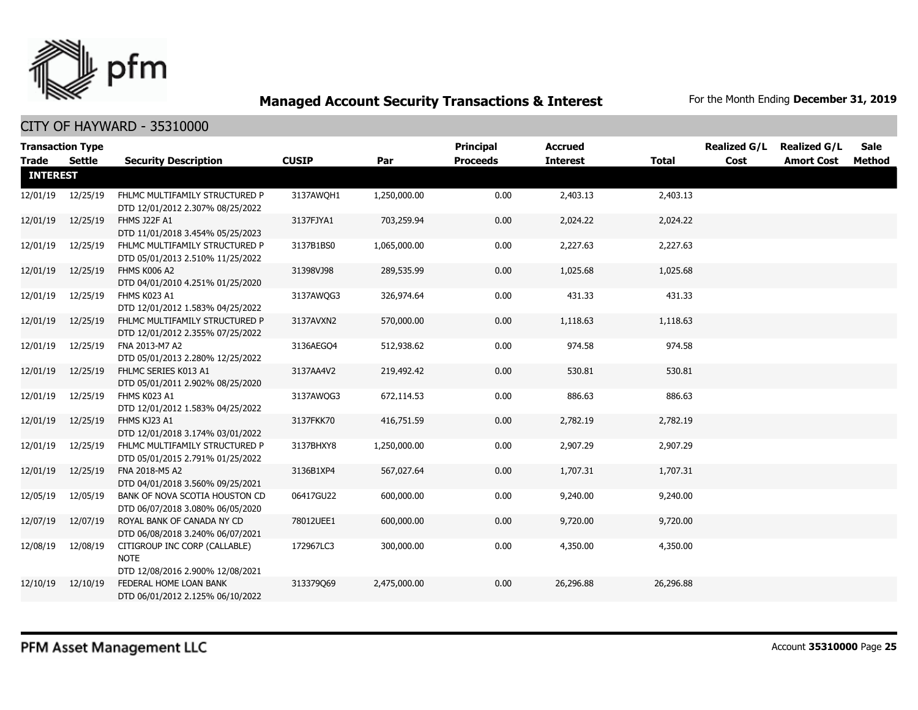# Managed Account Security Transactions & Interest

For the Month Ending **December 31, 2019**

## CITY OF HAYWARD - 35310000

| Transaction Type Trade | Settle | Security Description | CUSIP | Par | Principal Proceeds | Accrued Interest | Total | Realized G/L Cost | Realized G/L Amort Cost | Sale Method |
|---|---|---|---|---|---|---|---|---|---|---|
| **INTEREST** | | | | | | | | | | |
| 12/01/19 | 12/25/19 | FHLMC MULTIFAMILY STRUCTURED P DTD 12/01/2012 2.307% 08/25/2022 | 3137AWQH1 | 1,250,000.00 | 0.00 | 2,403.13 | 2,403.13 | | | |
| 12/01/19 | 12/25/19 | FHMS J22F A1 DTD 11/01/2018 3.454% 05/25/2023 | 3137FJYA1 | 703,259.94 | 0.00 | 2,024.22 | 2,024.22 | | | |
| 12/01/19 | 12/25/19 | FHLMC MULTIFAMILY STRUCTURED P DTD 05/01/2013 2.510% 11/25/2022 | 3137B1BS0 | 1,065,000.00 | 0.00 | 2,227.63 | 2,227.63 | | | |
| 12/01/19 | 12/25/19 | FHMS K006 A2 DTD 04/01/2010 4.251% 01/25/2020 | 31398VJ98 | 289,535.99 | 0.00 | 1,025.68 | 1,025.68 | | | |
| 12/01/19 | 12/25/19 | FHMS K023 A1 DTD 12/01/2012 1.583% 04/25/2022 | 3137AWQG3 | 326,974.64 | 0.00 | 431.33 | 431.33 | | | |
| 12/01/19 | 12/25/19 | FHLMC MULTIFAMILY STRUCTURED P DTD 12/01/2012 2.355% 07/25/2022 | 3137AVXN2 | 570,000.00 | 0.00 | 1,118.63 | 1,118.63 | | | |
| 12/01/19 | 12/25/19 | FNA 2013-M7 A2 DTD 05/01/2013 2.280% 12/25/2022 | 3136AEGO4 | 512,938.62 | 0.00 | 974.58 | 974.58 | | | |
| 12/01/19 | 12/25/19 | FHLMC SERIES K013 A1 DTD 05/01/2011 2.902% 08/25/2020 | 3137AA4V2 | 219,492.42 | 0.00 | 530.81 | 530.81 | | | |
| 12/01/19 | 12/25/19 | FHMS K023 A1 DTD 12/01/2012 1.583% 04/25/2022 | 3137AWQG3 | 672,114.53 | 0.00 | 886.63 | 886.63 | | | |
| 12/01/19 | 12/25/19 | FHMS KJ23 A1 DTD 12/01/2018 3.174% 03/01/2022 | 3137FKK70 | 416,751.59 | 0.00 | 2,782.19 | 2,782.19 | | | |
| 12/01/19 | 12/25/19 | FHLMC MULTIFAMILY STRUCTURED P DTD 05/01/2015 2.791% 01/25/2022 | 3137BHXY8 | 1,250,000.00 | 0.00 | 2,907.29 | 2,907.29 | | | |
| 12/01/19 | 12/25/19 | FNA 2018-M5 A2 DTD 04/01/2018 3.560% 09/25/2021 | 3136B1XP4 | 567,027.64 | 0.00 | 1,707.31 | 1,707.31 | | | |
| 12/05/19 | 12/05/19 | BANK OF NOVA SCOTIA HOUSTON CD DTD 06/07/2018 3.080% 06/05/2020 | 06417GU22 | 600,000.00 | 0.00 | 9,240.00 | 9,240.00 | | | |
| 12/07/19 | 12/07/19 | ROYAL BANK OF CANADA NY CD DTD 06/08/2018 3.240% 06/07/2021 | 78012UEE1 | 600,000.00 | 0.00 | 9,720.00 | 9,720.00 | | | |
| 12/08/19 | 12/08/19 | CITIGROUP INC CORP (CALLABLE) NOTE DTD 12/08/2016 2.900% 12/08/2021 | 172967LC3 | 300,000.00 | 0.00 | 4,350.00 | 4,350.00 | | | |
| 12/10/19 | 12/10/19 | FEDERAL HOME LOAN BANK DTD 06/01/2012 2.125% 06/10/2022 | 313379Q69 | 2,475,000.00 | 0.00 | 26,296.88 | 26,296.88 | | | |

PFM Asset Management LLC

Account **35310000** Page **25**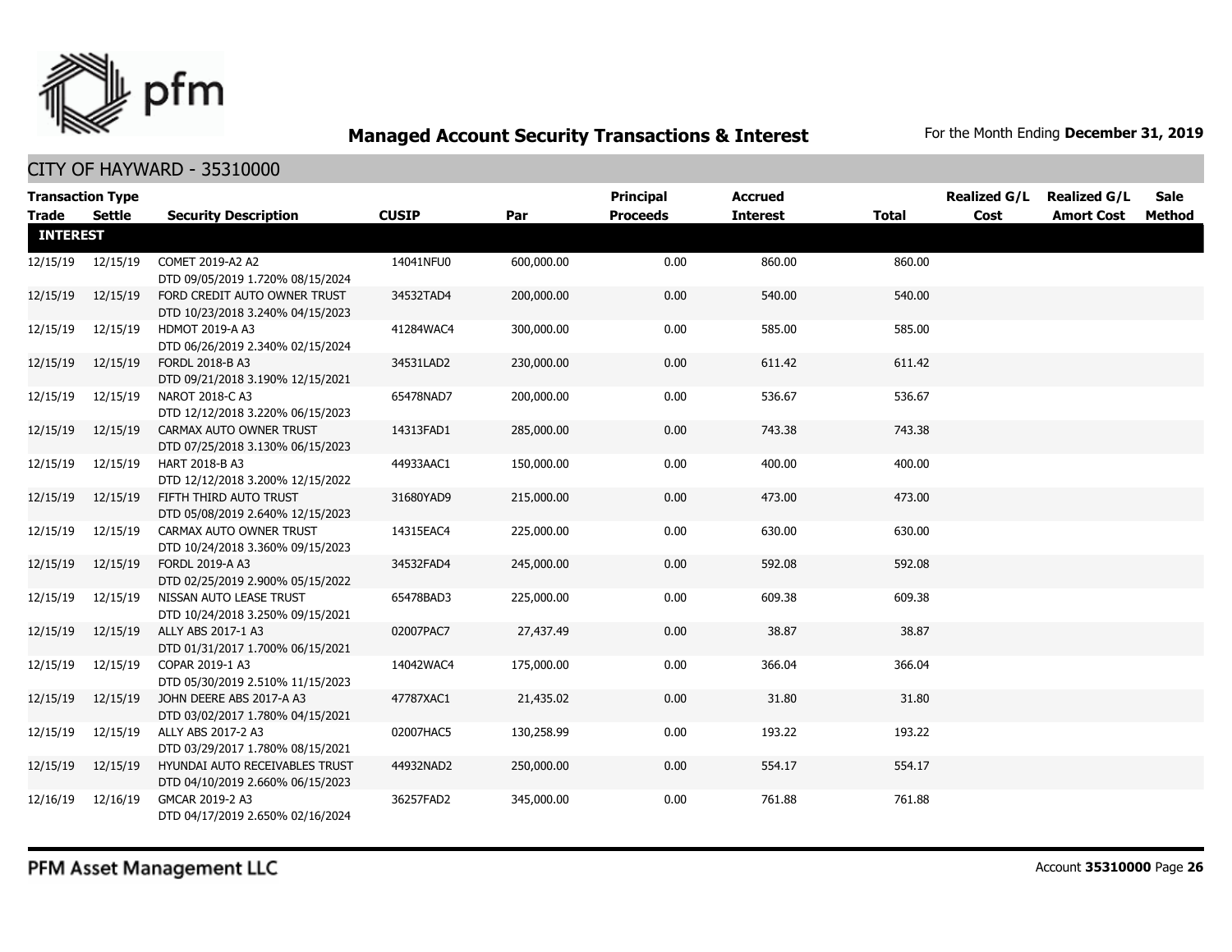## Managed Account Security Transactions & Interest

For the Month Ending **December 31, 2019**

### CITY OF HAYWARD - 35310000

| Transaction Type Trade | Settle | Security Description | CUSIP | Par | Principal Proceeds | Accrued Interest | Total | Realized G/L Cost | Realized G/L Amort Cost | Sale Method |
|---|---|---|---|---|---|---|---|---|---|---|
| **INTEREST** | | | | | | | | | | |
| 12/15/19 | 12/15/19 | COMET 2019-A2 A2 DTD 09/05/2019 1.720% 08/15/2024 | 14041NFU0 | 600,000.00 | 0.00 | 860.00 | 860.00 | | | |
| 12/15/19 | 12/15/19 | FORD CREDIT AUTO OWNER TRUST DTD 10/23/2018 3.240% 04/15/2023 | 34532TAD4 | 200,000.00 | 0.00 | 540.00 | 540.00 | | | |
| 12/15/19 | 12/15/19 | HDMOT 2019-A A3 DTD 06/26/2019 2.340% 02/15/2024 | 41284WAC4 | 300,000.00 | 0.00 | 585.00 | 585.00 | | | |
| 12/15/19 | 12/15/19 | FORDL 2018-B A3 DTD 09/21/2018 3.190% 12/15/2021 | 34531LAD2 | 230,000.00 | 0.00 | 611.42 | 611.42 | | | |
| 12/15/19 | 12/15/19 | NAROT 2018-C A3 DTD 12/12/2018 3.220% 06/15/2023 | 65478NAD7 | 200,000.00 | 0.00 | 536.67 | 536.67 | | | |
| 12/15/19 | 12/15/19 | CARMAX AUTO OWNER TRUST DTD 07/25/2018 3.130% 06/15/2023 | 14313FAD1 | 285,000.00 | 0.00 | 743.38 | 743.38 | | | |
| 12/15/19 | 12/15/19 | HART 2018-B A3 DTD 12/12/2018 3.200% 12/15/2022 | 44933AAC1 | 150,000.00 | 0.00 | 400.00 | 400.00 | | | |
| 12/15/19 | 12/15/19 | FIFTH THIRD AUTO TRUST DTD 05/08/2019 2.640% 12/15/2023 | 31680YAD9 | 215,000.00 | 0.00 | 473.00 | 473.00 | | | |
| 12/15/19 | 12/15/19 | CARMAX AUTO OWNER TRUST DTD 10/24/2018 3.360% 09/15/2023 | 14315EAC4 | 225,000.00 | 0.00 | 630.00 | 630.00 | | | |
| 12/15/19 | 12/15/19 | FORDL 2019-A A3 DTD 02/25/2019 2.900% 05/15/2022 | 34532FAD4 | 245,000.00 | 0.00 | 592.08 | 592.08 | | | |
| 12/15/19 | 12/15/19 | NISSAN AUTO LEASE TRUST DTD 10/24/2018 3.250% 09/15/2021 | 65478BAD3 | 225,000.00 | 0.00 | 609.38 | 609.38 | | | |
| 12/15/19 | 12/15/19 | ALLY ABS 2017-1 A3 DTD 01/31/2017 1.700% 06/15/2021 | 02007PAC7 | 27,437.49 | 0.00 | 38.87 | 38.87 | | | |
| 12/15/19 | 12/15/19 | COPAR 2019-1 A3 DTD 05/30/2019 2.510% 11/15/2023 | 14042WAC4 | 175,000.00 | 0.00 | 366.04 | 366.04 | | | |
| 12/15/19 | 12/15/19 | JOHN DEERE ABS 2017-A A3 DTD 03/02/2017 1.780% 04/15/2021 | 47787XAC1 | 21,435.02 | 0.00 | 31.80 | 31.80 | | | |
| 12/15/19 | 12/15/19 | ALLY ABS 2017-2 A3 DTD 03/29/2017 1.780% 08/15/2021 | 02007HAC5 | 130,258.99 | 0.00 | 193.22 | 193.22 | | | |
| 12/15/19 | 12/15/19 | HYUNDAI AUTO RECEIVABLES TRUST DTD 04/10/2019 2.660% 06/15/2023 | 44932NAD2 | 250,000.00 | 0.00 | 554.17 | 554.17 | | | |
| 12/16/19 | 12/16/19 | GMCAR 2019-2 A3 DTD 04/17/2019 2.650% 02/16/2024 | 36257FAD2 | 345,000.00 | 0.00 | 761.88 | 761.88 | | | |

PFM Asset Management LLC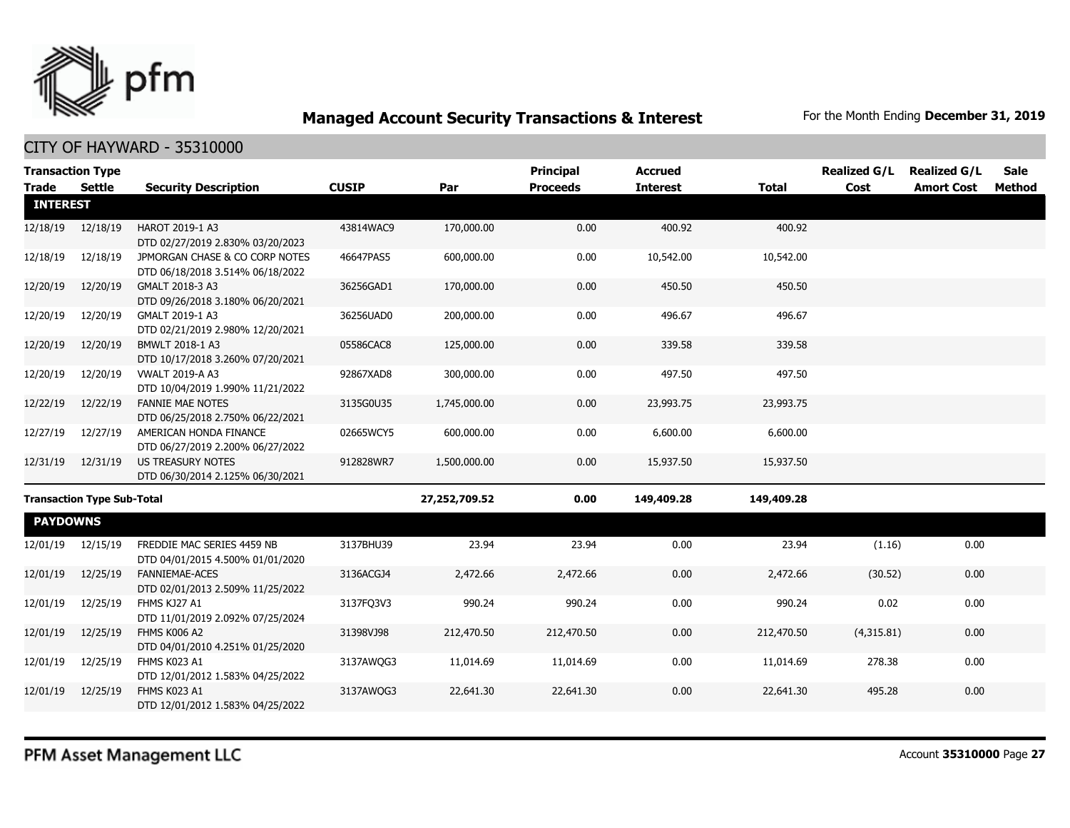# Managed Account Security Transactions & Interest

For the Month Ending **December 31, 2019**

## CITY OF HAYWARD - 35310000

| Transaction Type Trade | Settle | Security Description | CUSIP | Par | Principal Proceeds | Accrued Interest | Total | Realized G/L Cost | Realized G/L Amort Cost | Sale Method |
|---|---|---|---|---|---|---|---|---|---|---|
| **INTEREST** | | | | | | | | | | |
| 12/18/19 | 12/18/19 | HAROT 2019-1 A3 DTD 02/27/2019 2.830% 03/20/2023 | 43814WAC9 | 170,000.00 | 0.00 | 400.92 | 400.92 | | | |
| 12/18/19 | 12/18/19 | JPMORGAN CHASE & CO CORP NOTES DTD 06/18/2018 3.514% 06/18/2022 | 46647PAS5 | 600,000.00 | 0.00 | 10,542.00 | 10,542.00 | | | |
| 12/20/19 | 12/20/19 | GMALT 2018-3 A3 DTD 09/26/2018 3.180% 06/20/2021 | 36256GAD1 | 170,000.00 | 0.00 | 450.50 | 450.50 | | | |
| 12/20/19 | 12/20/19 | GMALT 2019-1 A3 DTD 02/21/2019 2.980% 12/20/2021 | 36256UAD0 | 200,000.00 | 0.00 | 496.67 | 496.67 | | | |
| 12/20/19 | 12/20/19 | BMWLT 2018-1 A3 DTD 10/17/2018 3.260% 07/20/2021 | 05586CAC8 | 125,000.00 | 0.00 | 339.58 | 339.58 | | | |
| 12/20/19 | 12/20/19 | VWALT 2019-A A3 DTD 10/04/2019 1.990% 11/21/2022 | 92867XAD8 | 300,000.00 | 0.00 | 497.50 | 497.50 | | | |
| 12/22/19 | 12/22/19 | FANNIE MAE NOTES DTD 06/25/2018 2.750% 06/22/2021 | 3135G0U35 | 1,745,000.00 | 0.00 | 23,993.75 | 23,993.75 | | | |
| 12/27/19 | 12/27/19 | AMERICAN HONDA FINANCE DTD 06/27/2019 2.200% 06/27/2022 | 02665WCY5 | 600,000.00 | 0.00 | 6,600.00 | 6,600.00 | | | |
| 12/31/19 | 12/31/19 | US TREASURY NOTES DTD 06/30/2014 2.125% 06/30/2021 | 912828WR7 | 1,500,000.00 | 0.00 | 15,937.50 | 15,937.50 | | | |
| **Transaction Type Sub-Total** | | | | **27,252,709.52** | **0.00** | **149,409.28** | **149,409.28** | | | |
| **PAYDOWNS** | | | | | | | | | | |
| 12/01/19 | 12/15/19 | FREDDIE MAC SERIES 4459 NB DTD 04/01/2015 4.500% 01/01/2020 | 3137BHU39 | 23.94 | 23.94 | 0.00 | 23.94 | (1.16) | 0.00 | |
| 12/01/19 | 12/25/19 | FANNIEMAE-ACES DTD 02/01/2013 2.509% 11/25/2022 | 3136ACGJ4 | 2,472.66 | 2,472.66 | 0.00 | 2,472.66 | (30.52) | 0.00 | |
| 12/01/19 | 12/25/19 | FHMS KJ27 A1 DTD 11/01/2019 2.092% 07/25/2024 | 3137FQ3V3 | 990.24 | 990.24 | 0.00 | 990.24 | 0.02 | 0.00 | |
| 12/01/19 | 12/25/19 | FHMS K006 A2 DTD 04/01/2010 4.251% 01/25/2020 | 31398VJ98 | 212,470.50 | 212,470.50 | 0.00 | 212,470.50 | (4,315.81) | 0.00 | |
| 12/01/19 | 12/25/19 | FHMS K023 A1 DTD 12/01/2012 1.583% 04/25/2022 | 3137AWQG3 | 11,014.69 | 11,014.69 | 0.00 | 11,014.69 | 278.38 | 0.00 | |
| 12/01/19 | 12/25/19 | FHMS K023 A1 DTD 12/01/2012 1.583% 04/25/2022 | 3137AWQG3 | 22,641.30 | 22,641.30 | 0.00 | 22,641.30 | 495.28 | 0.00 | |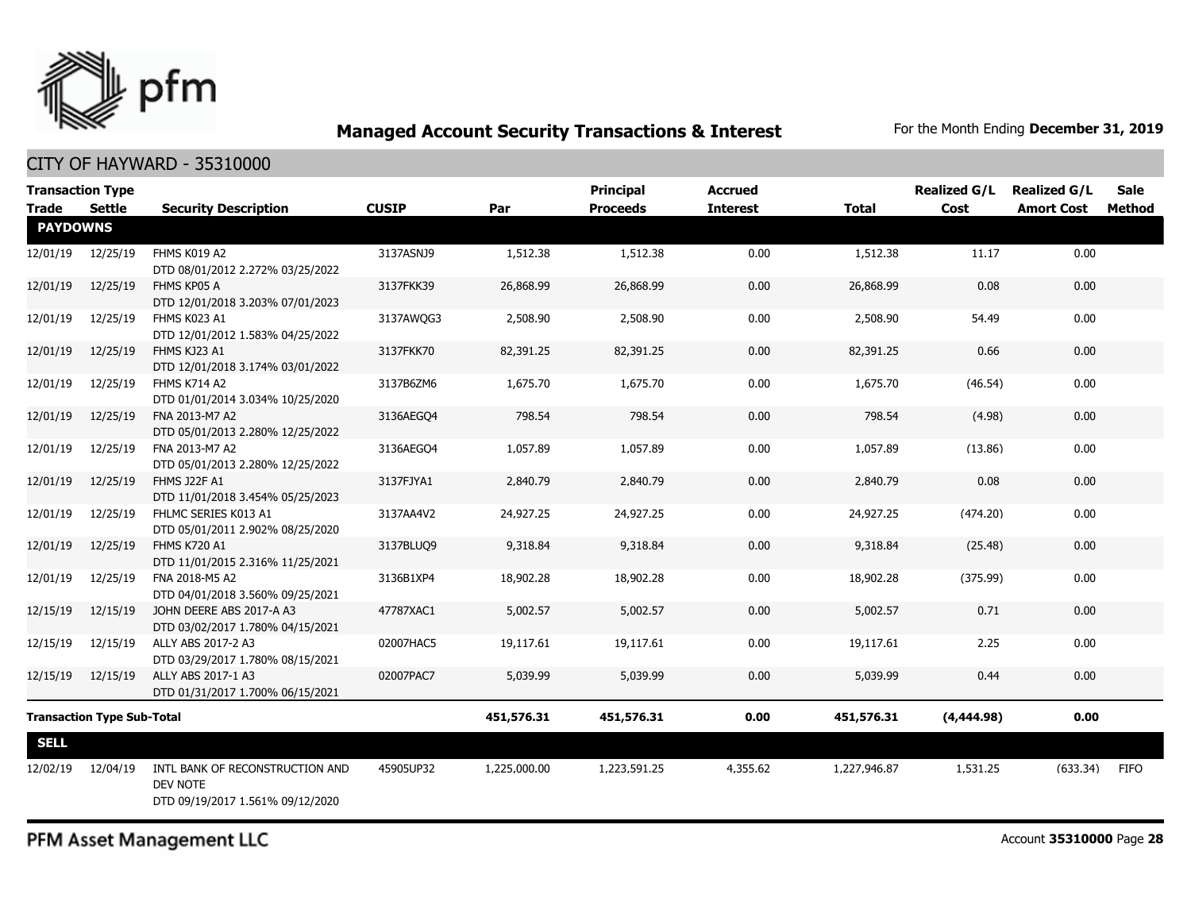## Managed Account Security Transactions & Interest

For the Month Ending **December 31, 2019**

### CITY OF HAYWARD - 35310000

| Transaction Type Trade | Settle | Security Description | CUSIP | Par | Principal Proceeds | Accrued Interest | Total | Realized G/L Cost | Realized G/L Amort Cost | Sale Method |
|---|---|---|---|---|---|---|---|---|---|---|
| **PAYDOWNS** | | | | | | | | | | |
| 12/01/19 | 12/25/19 | FHMS K019 A2 DTD 08/01/2012 2.272% 03/25/2022 | 3137ASNJ9 | 1,512.38 | 1,512.38 | 0.00 | 1,512.38 | 11.17 | 0.00 | |
| 12/01/19 | 12/25/19 | FHMS KP05 A DTD 12/01/2018 3.203% 07/01/2023 | 3137FKK39 | 26,868.99 | 26,868.99 | 0.00 | 26,868.99 | 0.08 | 0.00 | |
| 12/01/19 | 12/25/19 | FHMS K023 A1 DTD 12/01/2012 1.583% 04/25/2022 | 3137AWQG3 | 2,508.90 | 2,508.90 | 0.00 | 2,508.90 | 54.49 | 0.00 | |
| 12/01/19 | 12/25/19 | FHMS KJ23 A1 DTD 12/01/2018 3.174% 03/01/2022 | 3137FKK70 | 82,391.25 | 82,391.25 | 0.00 | 82,391.25 | 0.66 | 0.00 | |
| 12/01/19 | 12/25/19 | FHMS K714 A2 DTD 01/01/2014 3.034% 10/25/2020 | 3137B6ZM6 | 1,675.70 | 1,675.70 | 0.00 | 1,675.70 | (46.54) | 0.00 | |
| 12/01/19 | 12/25/19 | FNA 2013-M7 A2 DTD 05/01/2013 2.280% 12/25/2022 | 3136AEGQ4 | 798.54 | 798.54 | 0.00 | 798.54 | (4.98) | 0.00 | |
| 12/01/19 | 12/25/19 | FNA 2013-M7 A2 DTD 05/01/2013 2.280% 12/25/2022 | 3136AEGQ4 | 1,057.89 | 1,057.89 | 0.00 | 1,057.89 | (13.86) | 0.00 | |
| 12/01/19 | 12/25/19 | FHMS J22F A1 DTD 11/01/2018 3.454% 05/25/2023 | 3137FJYA1 | 2,840.79 | 2,840.79 | 0.00 | 2,840.79 | 0.08 | 0.00 | |
| 12/01/19 | 12/25/19 | FHLMC SERIES K013 A1 DTD 05/01/2011 2.902% 08/25/2020 | 3137AA4V2 | 24,927.25 | 24,927.25 | 0.00 | 24,927.25 | (474.20) | 0.00 | |
| 12/01/19 | 12/25/19 | FHMS K720 A1 DTD 11/01/2015 2.316% 11/25/2021 | 3137BLUQ9 | 9,318.84 | 9,318.84 | 0.00 | 9,318.84 | (25.48) | 0.00 | |
| 12/01/19 | 12/25/19 | FNA 2018-M5 A2 DTD 04/01/2018 3.560% 09/25/2021 | 3136B1XP4 | 18,902.28 | 18,902.28 | 0.00 | 18,902.28 | (375.99) | 0.00 | |
| 12/15/19 | 12/15/19 | JOHN DEERE ABS 2017-A A3 DTD 03/02/2017 1.780% 04/15/2021 | 47787XAC1 | 5,002.57 | 5,002.57 | 0.00 | 5,002.57 | 0.71 | 0.00 | |
| 12/15/19 | 12/15/19 | ALLY ABS 2017-2 A3 DTD 03/29/2017 1.780% 08/15/2021 | 02007HAC5 | 19,117.61 | 19,117.61 | 0.00 | 19,117.61 | 2.25 | 0.00 | |
| 12/15/19 | 12/15/19 | ALLY ABS 2017-1 A3 DTD 01/31/2017 1.700% 06/15/2021 | 02007PAC7 | 5,039.99 | 5,039.99 | 0.00 | 5,039.99 | 0.44 | 0.00 | |
| **Transaction Type Sub-Total** | | | | **451,576.31** | **451,576.31** | **0.00** | **451,576.31** | **(4,444.98)** | **0.00** | |
| **SELL** | | | | | | | | | | |
| 12/02/19 | 12/04/19 | INTL BANK OF RECONSTRUCTION AND DEV NOTE DTD 09/19/2017 1.561% 09/12/2020 | 45905UP32 | 1,225,000.00 | 1,223,591.25 | 4,355.62 | 1,227,946.87 | 1,531.25 | (633.34) | FIFO |

PFM Asset Management LLC

Account **35310000**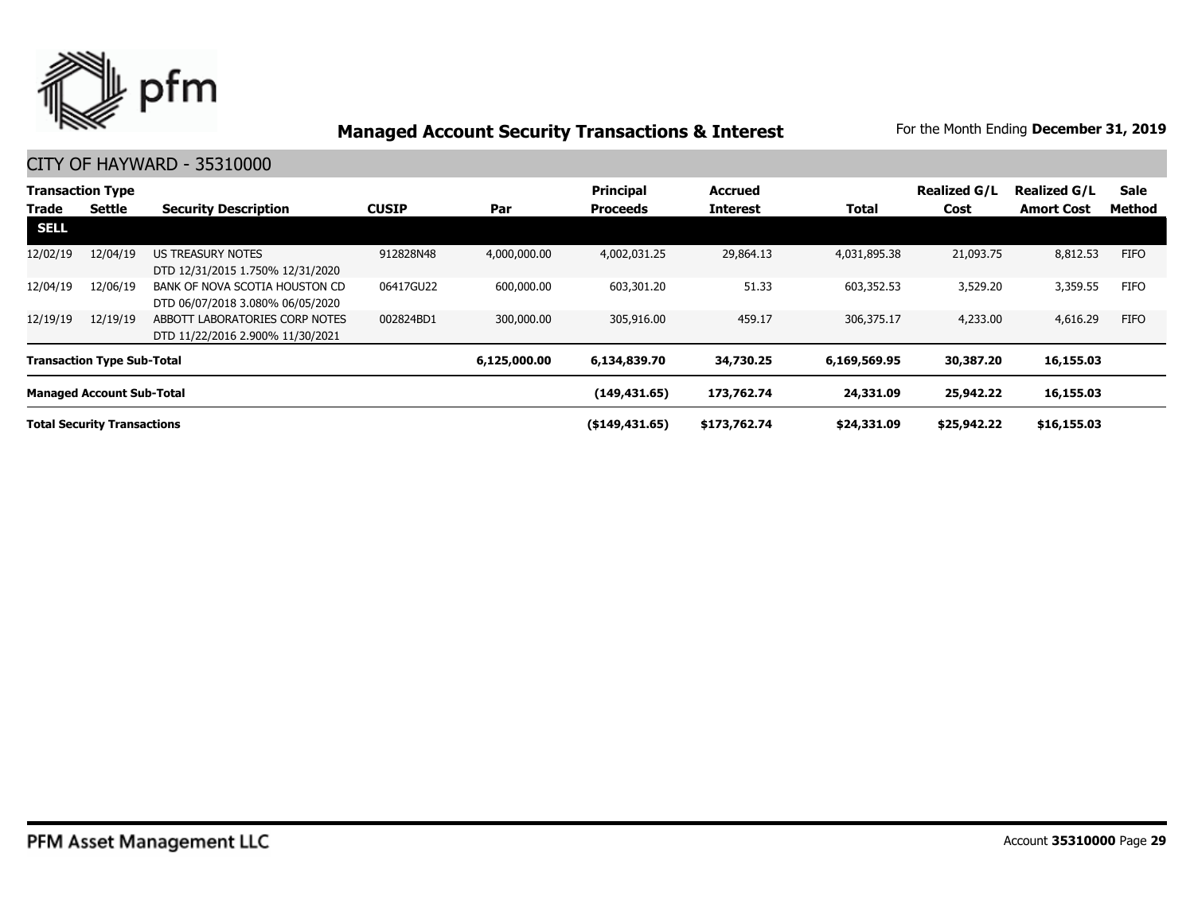## Managed Account Security Transactions & Interest

For the Month Ending **December 31, 2019**

### CITY OF HAYWARD - 35310000

| Transaction Type Trade | Settle | Security Description | CUSIP | Par | Principal Proceeds | Accrued Interest | Total | Realized G/L Cost | Realized G/L Amort Cost | Sale Method |
|---|---|---|---|---|---|---|---|---|---|---|
| **SELL** | | | | | | | | | | |
| 12/02/19 | 12/04/19 | US TREASURY NOTES DTD 12/31/2015 1.750% 12/31/2020 | 912828N48 | 4,000,000.00 | 4,002,031.25 | 29,864.13 | 4,031,895.38 | 21,093.75 | 8,812.53 | FIFO |
| 12/04/19 | 12/06/19 | BANK OF NOVA SCOTIA HOUSTON CD DTD 06/07/2018 3.080% 06/05/2020 | 06417GU22 | 600,000.00 | 603,301.20 | 51.33 | 603,352.53 | 3,529.20 | 3,359.55 | FIFO |
| 12/19/19 | 12/19/19 | ABBOTT LABORATORIES CORP NOTES DTD 11/22/2016 2.900% 11/30/2021 | 002824BD1 | 300,000.00 | 305,916.00 | 459.17 | 306,375.17 | 4,233.00 | 4,616.29 | FIFO |
| **Transaction Type Sub-Total** | | | | **6,125,000.00** | **6,134,839.70** | **34,730.25** | **6,169,569.95** | **30,387.20** | **16,155.03** | |
| **Managed Account Sub-Total** | | | | | **(149,431.65)** | **173,762.74** | **24,331.09** | **25,942.22** | **16,155.03** | |
| **Total Security Transactions** | | | | | **($149,431.65)** | **$173,762.74** | **$24,331.09** | **$25,942.22** | **$16,155.03** | |

PFM Asset Management LLC